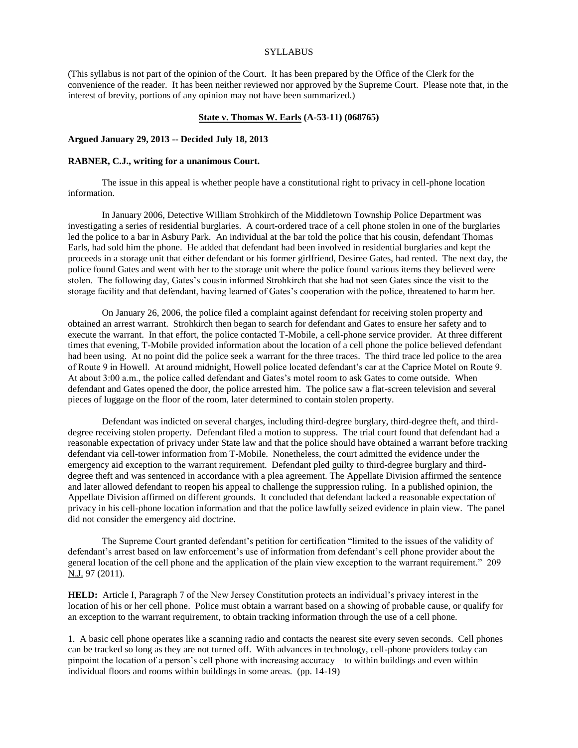SYLLABUS

(This syllabus is not part of the opinion of the Court. It has been prepared by the Office of the Clerk for the convenience of the reader. It has been neither reviewed nor approved by the Supreme Court. Please note that, in the interest of brevity, portions of any opinion may not have been summarized.)

**State v. Thomas W. Earls (A-53-11) (068765)**

**Argued January 29, 2013 -- Decided July 18, 2013**

**RABNER, C.J., writing for a unanimous Court.**

The issue in this appeal is whether people have a constitutional right to privacy in cell-phone location information.

In January 2006, Detective William Strohkirch of the Middletown Township Police Department was investigating a series of residential burglaries. A court-ordered trace of a cell phone stolen in one of the burglaries led the police to a bar in Asbury Park. An individual at the bar told the police that his cousin, defendant Thomas Earls, had sold him the phone. He added that defendant had been involved in residential burglaries and kept the proceeds in a storage unit that either defendant or his former girlfriend, Desiree Gates, had rented. The next day, the police found Gates and went with her to the storage unit where the police found various items they believed were stolen. The following day, Gates's cousin informed Strohkirch that she had not seen Gates since the visit to the storage facility and that defendant, having learned of Gates's cooperation with the police, threatened to harm her.

On January 26, 2006, the police filed a complaint against defendant for receiving stolen property and obtained an arrest warrant. Strohkirch then began to search for defendant and Gates to ensure her safety and to execute the warrant. In that effort, the police contacted T-Mobile, a cell-phone service provider. At three different times that evening, T-Mobile provided information about the location of a cell phone the police believed defendant had been using. At no point did the police seek a warrant for the three traces. The third trace led police to the area of Route 9 in Howell. At around midnight, Howell police located defendant's car at the Caprice Motel on Route 9. At about 3:00 a.m., the police called defendant and Gates's motel room to ask Gates to come outside. When defendant and Gates opened the door, the police arrested him. The police saw a flat-screen television and several pieces of luggage on the floor of the room, later determined to contain stolen property.

Defendant was indicted on several charges, including third-degree burglary, third-degree theft, and third-degree receiving stolen property. Defendant filed a motion to suppress. The trial court found that defendant had a reasonable expectation of privacy under State law and that the police should have obtained a warrant before tracking defendant via cell-tower information from T-Mobile. Nonetheless, the court admitted the evidence under the emergency aid exception to the warrant requirement. Defendant pled guilty to third-degree burglary and third-degree theft and was sentenced in accordance with a plea agreement. The Appellate Division affirmed the sentence and later allowed defendant to reopen his appeal to challenge the suppression ruling. In a published opinion, the Appellate Division affirmed on different grounds. It concluded that defendant lacked a reasonable expectation of privacy in his cell-phone location information and that the police lawfully seized evidence in plain view. The panel did not consider the emergency aid doctrine.

The Supreme Court granted defendant's petition for certification "limited to the issues of the validity of defendant's arrest based on law enforcement's use of information from defendant's cell phone provider about the general location of the cell phone and the application of the plain view exception to the warrant requirement." 209 N.J. 97 (2011).

**HELD:** Article I, Paragraph 7 of the New Jersey Constitution protects an individual's privacy interest in the location of his or her cell phone. Police must obtain a warrant based on a showing of probable cause, or qualify for an exception to the warrant requirement, to obtain tracking information through the use of a cell phone.

1. A basic cell phone operates like a scanning radio and contacts the nearest site every seven seconds. Cell phones can be tracked so long as they are not turned off. With advances in technology, cell-phone providers today can pinpoint the location of a person's cell phone with increasing accuracy – to within buildings and even within individual floors and rooms within buildings in some areas. (pp. 14-19)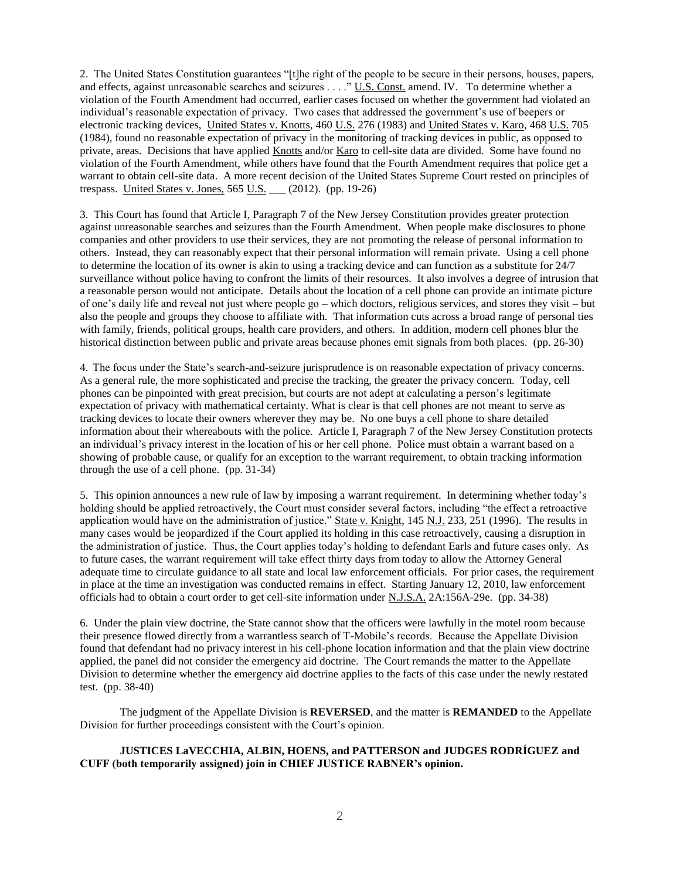2. The United States Constitution guarantees "[t]he right of the people to be secure in their persons, houses, papers, and effects, against unreasonable searches and seizures . . . ." U.S. Const. amend. IV. To determine whether a violation of the Fourth Amendment had occurred, earlier cases focused on whether the government had violated an individual's reasonable expectation of privacy. Two cases that addressed the government's use of beepers or electronic tracking devices, United States v. Knotts, 460 U.S. 276 (1983) and United States v. Karo, 468 U.S. 705 (1984), found no reasonable expectation of privacy in the monitoring of tracking devices in public, as opposed to private, areas. Decisions that have applied Knotts and/or Karo to cell-site data are divided. Some have found no violation of the Fourth Amendment, while others have found that the Fourth Amendment requires that police get a warrant to obtain cell-site data. A more recent decision of the United States Supreme Court rested on principles of trespass. United States v. Jones, 565 U.S. ___ (2012). (pp. 19-26)

3. This Court has found that Article I, Paragraph 7 of the New Jersey Constitution provides greater protection against unreasonable searches and seizures than the Fourth Amendment. When people make disclosures to phone companies and other providers to use their services, they are not promoting the release of personal information to others. Instead, they can reasonably expect that their personal information will remain private. Using a cell phone to determine the location of its owner is akin to using a tracking device and can function as a substitute for 24/7 surveillance without police having to confront the limits of their resources. It also involves a degree of intrusion that a reasonable person would not anticipate. Details about the location of a cell phone can provide an intimate picture of one's daily life and reveal not just where people go – which doctors, religious services, and stores they visit – but also the people and groups they choose to affiliate with. That information cuts across a broad range of personal ties with family, friends, political groups, health care providers, and others. In addition, modern cell phones blur the historical distinction between public and private areas because phones emit signals from both places. (pp. 26-30)

4. The focus under the State's search-and-seizure jurisprudence is on reasonable expectation of privacy concerns. As a general rule, the more sophisticated and precise the tracking, the greater the privacy concern. Today, cell phones can be pinpointed with great precision, but courts are not adept at calculating a person's legitimate expectation of privacy with mathematical certainty. What is clear is that cell phones are not meant to serve as tracking devices to locate their owners wherever they may be. No one buys a cell phone to share detailed information about their whereabouts with the police. Article I, Paragraph 7 of the New Jersey Constitution protects an individual's privacy interest in the location of his or her cell phone. Police must obtain a warrant based on a showing of probable cause, or qualify for an exception to the warrant requirement, to obtain tracking information through the use of a cell phone. (pp. 31-34)

5. This opinion announces a new rule of law by imposing a warrant requirement. In determining whether today's holding should be applied retroactively, the Court must consider several factors, including "the effect a retroactive application would have on the administration of justice." State v. Knight, 145 N.J. 233, 251 (1996). The results in many cases would be jeopardized if the Court applied its holding in this case retroactively, causing a disruption in the administration of justice. Thus, the Court applies today's holding to defendant Earls and future cases only. As to future cases, the warrant requirement will take effect thirty days from today to allow the Attorney General adequate time to circulate guidance to all state and local law enforcement officials. For prior cases, the requirement in place at the time an investigation was conducted remains in effect. Starting January 12, 2010, law enforcement officials had to obtain a court order to get cell-site information under N.J.S.A. 2A:156A-29e. (pp. 34-38)

6. Under the plain view doctrine, the State cannot show that the officers were lawfully in the motel room because their presence flowed directly from a warrantless search of T-Mobile's records. Because the Appellate Division found that defendant had no privacy interest in his cell-phone location information and that the plain view doctrine applied, the panel did not consider the emergency aid doctrine. The Court remands the matter to the Appellate Division to determine whether the emergency aid doctrine applies to the facts of this case under the newly restated test. (pp. 38-40)

The judgment of the Appellate Division is **REVERSED**, and the matter is **REMANDED** to the Appellate Division for further proceedings consistent with the Court's opinion.

**JUSTICES LaVECCHIA, ALBIN, HOENS, and PATTERSON and JUDGES RODRÍGUEZ and CUFF (both temporarily assigned) join in CHIEF JUSTICE RABNER's opinion.**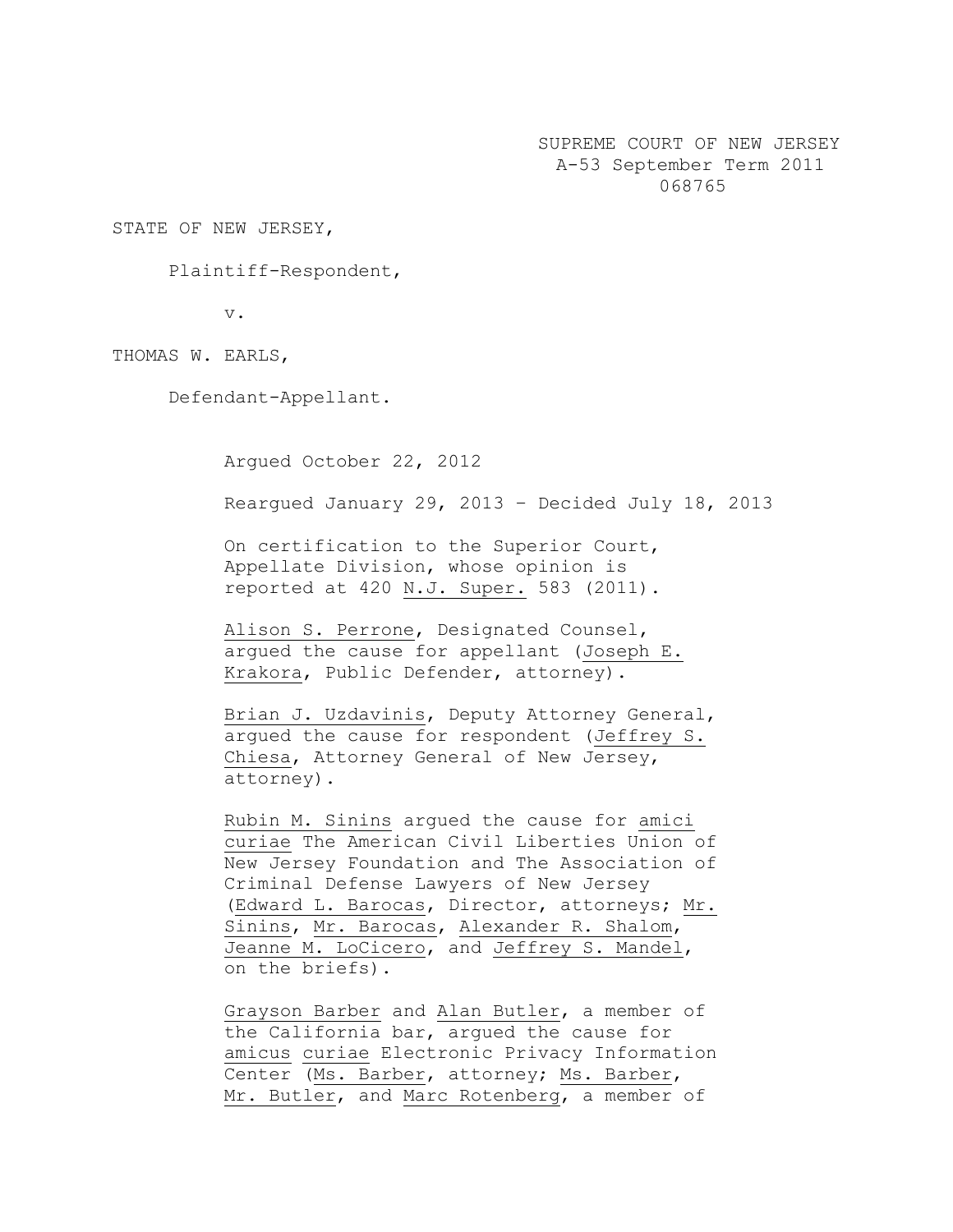SUPREME COURT OF NEW JERSEY
A-53 September Term 2011
068765

STATE OF NEW JERSEY,

Plaintiff-Respondent,

v.

THOMAS W. EARLS,

Defendant-Appellant.

Argued October 22, 2012

Reargued January 29, 2013 – Decided July 18, 2013

On certification to the Superior Court, Appellate Division, whose opinion is reported at 420 N.J. Super. 583 (2011).

Alison S. Perrone, Designated Counsel, argued the cause for appellant (Joseph E. Krakora, Public Defender, attorney).

Brian J. Uzdavinis, Deputy Attorney General, argued the cause for respondent (Jeffrey S. Chiesa, Attorney General of New Jersey, attorney).

Rubin M. Sinins argued the cause for amici curiae The American Civil Liberties Union of New Jersey Foundation and The Association of Criminal Defense Lawyers of New Jersey (Edward L. Barocas, Director, attorneys; Mr. Sinins, Mr. Barocas, Alexander R. Shalom, Jeanne M. LoCicero, and Jeffrey S. Mandel, on the briefs).

Grayson Barber and Alan Butler, a member of the California bar, argued the cause for amicus curiae Electronic Privacy Information Center (Ms. Barber, attorney; Ms. Barber, Mr. Butler, and Marc Rotenberg, a member of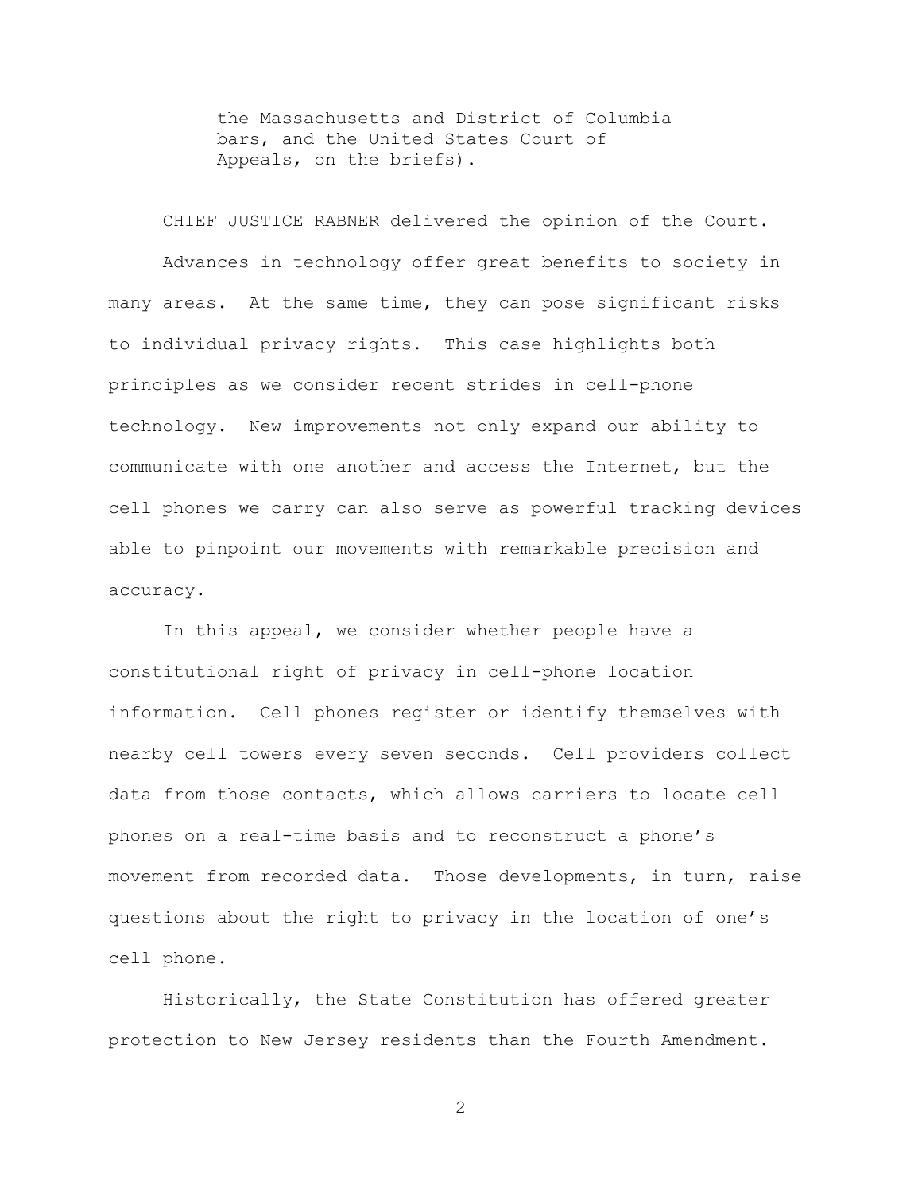the Massachusetts and District of Columbia bars, and the United States Court of Appeals, on the briefs).

CHIEF JUSTICE RABNER delivered the opinion of the Court.

Advances in technology offer great benefits to society in many areas. At the same time, they can pose significant risks to individual privacy rights. This case highlights both principles as we consider recent strides in cell-phone technology. New improvements not only expand our ability to communicate with one another and access the Internet, but the cell phones we carry can also serve as powerful tracking devices able to pinpoint our movements with remarkable precision and accuracy.

In this appeal, we consider whether people have a constitutional right of privacy in cell-phone location information. Cell phones register or identify themselves with nearby cell towers every seven seconds. Cell providers collect data from those contacts, which allows carriers to locate cell phones on a real-time basis and to reconstruct a phone's movement from recorded data. Those developments, in turn, raise questions about the right to privacy in the location of one's cell phone.

Historically, the State Constitution has offered greater protection to New Jersey residents than the Fourth Amendment.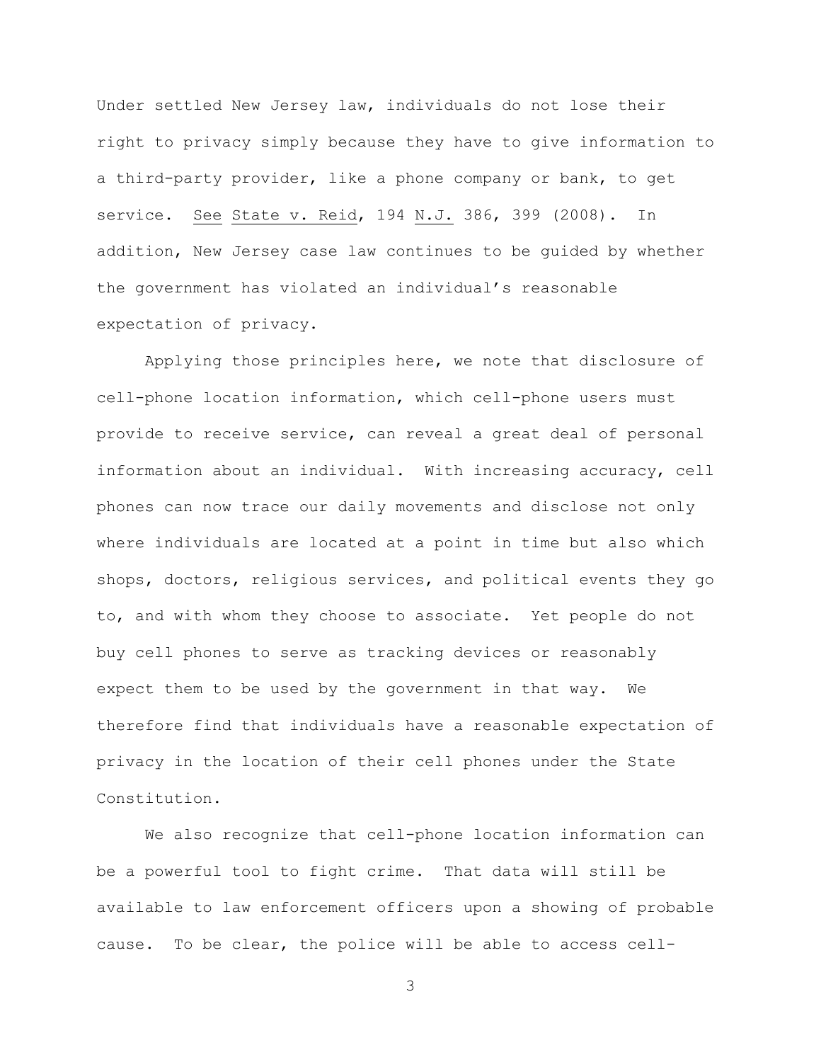Under settled New Jersey law, individuals do not lose their right to privacy simply because they have to give information to a third-party provider, like a phone company or bank, to get service. See State v. Reid, 194 N.J. 386, 399 (2008). In addition, New Jersey case law continues to be guided by whether the government has violated an individual's reasonable expectation of privacy.

Applying those principles here, we note that disclosure of cell-phone location information, which cell-phone users must provide to receive service, can reveal a great deal of personal information about an individual. With increasing accuracy, cell phones can now trace our daily movements and disclose not only where individuals are located at a point in time but also which shops, doctors, religious services, and political events they go to, and with whom they choose to associate. Yet people do not buy cell phones to serve as tracking devices or reasonably expect them to be used by the government in that way. We therefore find that individuals have a reasonable expectation of privacy in the location of their cell phones under the State Constitution.

We also recognize that cell-phone location information can be a powerful tool to fight crime. That data will still be available to law enforcement officers upon a showing of probable cause. To be clear, the police will be able to access cell-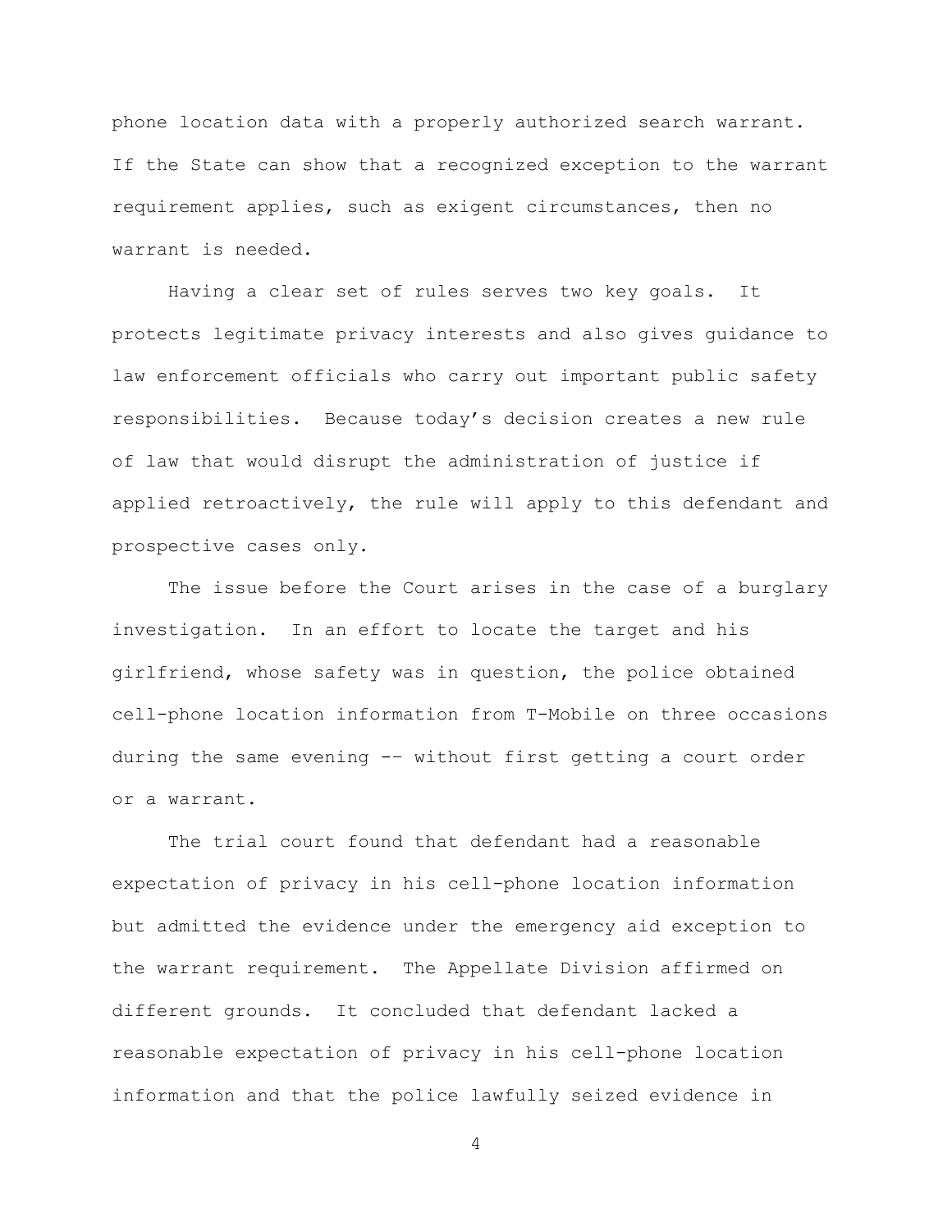phone location data with a properly authorized search warrant. If the State can show that a recognized exception to the warrant requirement applies, such as exigent circumstances, then no warrant is needed.

Having a clear set of rules serves two key goals. It protects legitimate privacy interests and also gives guidance to law enforcement officials who carry out important public safety responsibilities. Because today's decision creates a new rule of law that would disrupt the administration of justice if applied retroactively, the rule will apply to this defendant and prospective cases only.

The issue before the Court arises in the case of a burglary investigation. In an effort to locate the target and his girlfriend, whose safety was in question, the police obtained cell-phone location information from T-Mobile on three occasions during the same evening -- without first getting a court order or a warrant.

The trial court found that defendant had a reasonable expectation of privacy in his cell-phone location information but admitted the evidence under the emergency aid exception to the warrant requirement. The Appellate Division affirmed on different grounds. It concluded that defendant lacked a reasonable expectation of privacy in his cell-phone location information and that the police lawfully seized evidence in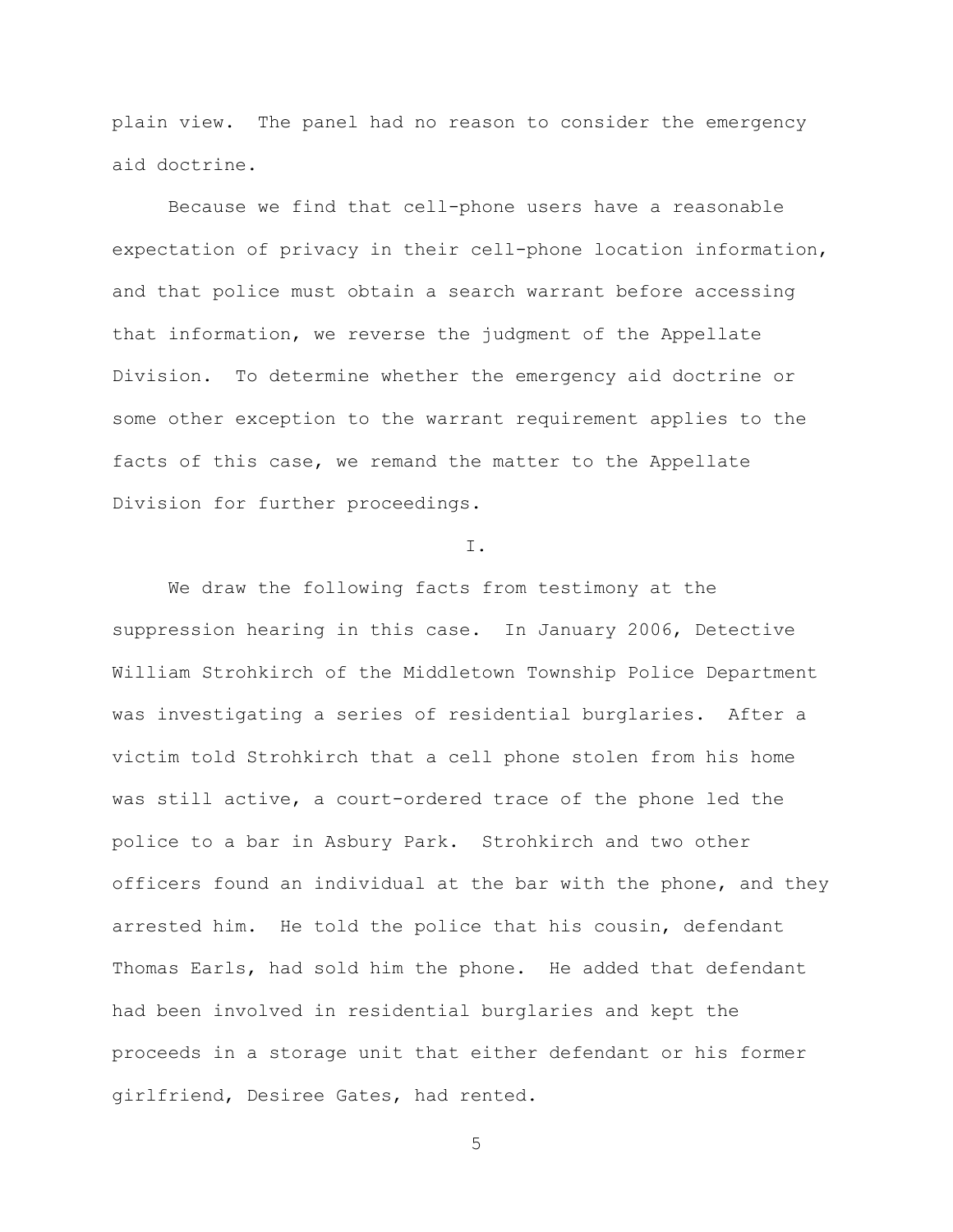plain view. The panel had no reason to consider the emergency aid doctrine.

Because we find that cell-phone users have a reasonable expectation of privacy in their cell-phone location information, and that police must obtain a search warrant before accessing that information, we reverse the judgment of the Appellate Division. To determine whether the emergency aid doctrine or some other exception to the warrant requirement applies to the facts of this case, we remand the matter to the Appellate Division for further proceedings.

## I.

We draw the following facts from testimony at the suppression hearing in this case. In January 2006, Detective William Strohkirch of the Middletown Township Police Department was investigating a series of residential burglaries. After a victim told Strohkirch that a cell phone stolen from his home was still active, a court-ordered trace of the phone led the police to a bar in Asbury Park. Strohkirch and two other officers found an individual at the bar with the phone, and they arrested him. He told the police that his cousin, defendant Thomas Earls, had sold him the phone. He added that defendant had been involved in residential burglaries and kept the proceeds in a storage unit that either defendant or his former girlfriend, Desiree Gates, had rented.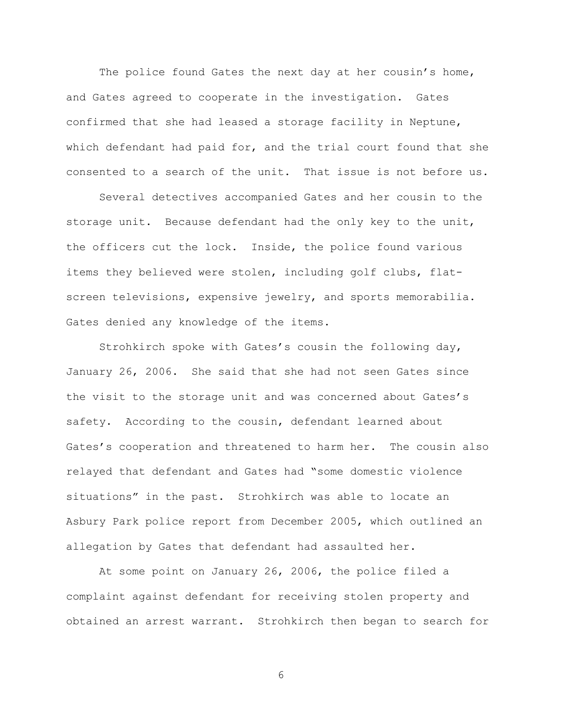The police found Gates the next day at her cousin's home, and Gates agreed to cooperate in the investigation. Gates confirmed that she had leased a storage facility in Neptune, which defendant had paid for, and the trial court found that she consented to a search of the unit. That issue is not before us.

Several detectives accompanied Gates and her cousin to the storage unit. Because defendant had the only key to the unit, the officers cut the lock. Inside, the police found various items they believed were stolen, including golf clubs, flat-screen televisions, expensive jewelry, and sports memorabilia. Gates denied any knowledge of the items.

Strohkirch spoke with Gates's cousin the following day, January 26, 2006. She said that she had not seen Gates since the visit to the storage unit and was concerned about Gates's safety. According to the cousin, defendant learned about Gates's cooperation and threatened to harm her. The cousin also relayed that defendant and Gates had "some domestic violence situations" in the past. Strohkirch was able to locate an Asbury Park police report from December 2005, which outlined an allegation by Gates that defendant had assaulted her.

At some point on January 26, 2006, the police filed a complaint against defendant for receiving stolen property and obtained an arrest warrant. Strohkirch then began to search for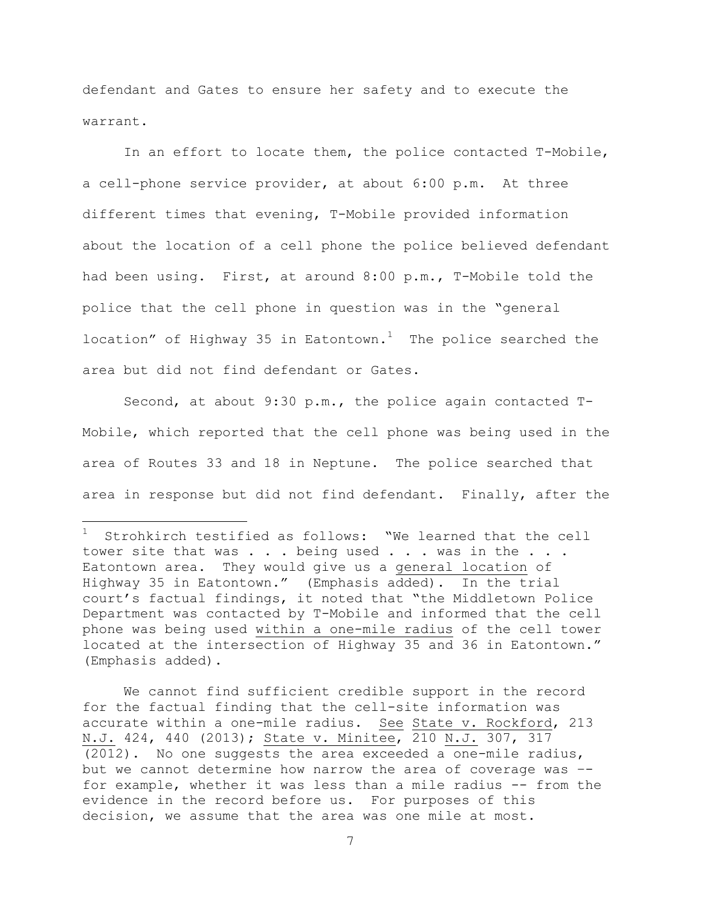defendant and Gates to ensure her safety and to execute the warrant.

In an effort to locate them, the police contacted T-Mobile, a cell-phone service provider, at about 6:00 p.m. At three different times that evening, T-Mobile provided information about the location of a cell phone the police believed defendant had been using. First, at around 8:00 p.m., T-Mobile told the police that the cell phone in question was in the "general location" of Highway 35 in Eatontown.[1] The police searched the area but did not find defendant or Gates.

Second, at about 9:30 p.m., the police again contacted T-Mobile, which reported that the cell phone was being used in the area of Routes 33 and 18 in Neptune. The police searched that area in response but did not find defendant. Finally, after the

---

[1] Strohkirch testified as follows: "We learned that the cell tower site that was . . . being used . . . was in the . . . Eatontown area. They would give us a <u>general location</u> of Highway 35 in Eatontown." (Emphasis added). In the trial court's factual findings, it noted that "the Middletown Police Department was contacted by T-Mobile and informed that the cell phone was being used <u>within a one-mile radius</u> of the cell tower located at the intersection of Highway 35 and 36 in Eatontown." (Emphasis added).

We cannot find sufficient credible support in the record for the factual finding that the cell-site information was accurate within a one-mile radius. <u>See</u> <u>State v. Rockford</u>, 213 <u>N.J.</u> 424, 440 (2013); <u>State v. Minitee</u>, 210 <u>N.J.</u> 307, 317 (2012). No one suggests the area exceeded a one-mile radius, but we cannot determine how narrow the area of coverage was -- for example, whether it was less than a mile radius -- from the evidence in the record before us. For purposes of this decision, we assume that the area was one mile at most.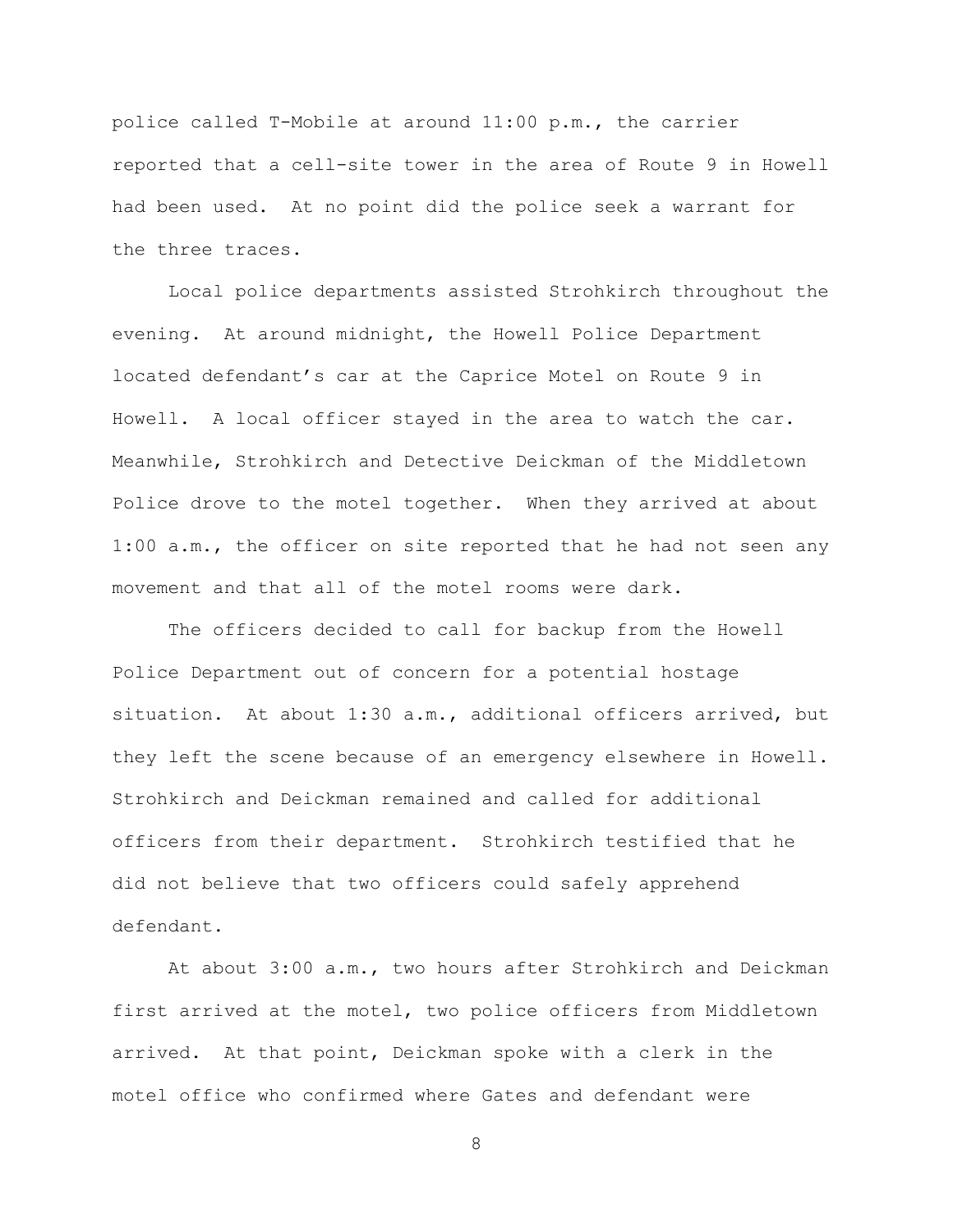police called T-Mobile at around 11:00 p.m., the carrier reported that a cell-site tower in the area of Route 9 in Howell had been used. At no point did the police seek a warrant for the three traces.

Local police departments assisted Strohkirch throughout the evening. At around midnight, the Howell Police Department located defendant's car at the Caprice Motel on Route 9 in Howell. A local officer stayed in the area to watch the car. Meanwhile, Strohkirch and Detective Deickman of the Middletown Police drove to the motel together. When they arrived at about 1:00 a.m., the officer on site reported that he had not seen any movement and that all of the motel rooms were dark.

The officers decided to call for backup from the Howell Police Department out of concern for a potential hostage situation. At about 1:30 a.m., additional officers arrived, but they left the scene because of an emergency elsewhere in Howell. Strohkirch and Deickman remained and called for additional officers from their department. Strohkirch testified that he did not believe that two officers could safely apprehend defendant.

At about 3:00 a.m., two hours after Strohkirch and Deickman first arrived at the motel, two police officers from Middletown arrived. At that point, Deickman spoke with a clerk in the motel office who confirmed where Gates and defendant were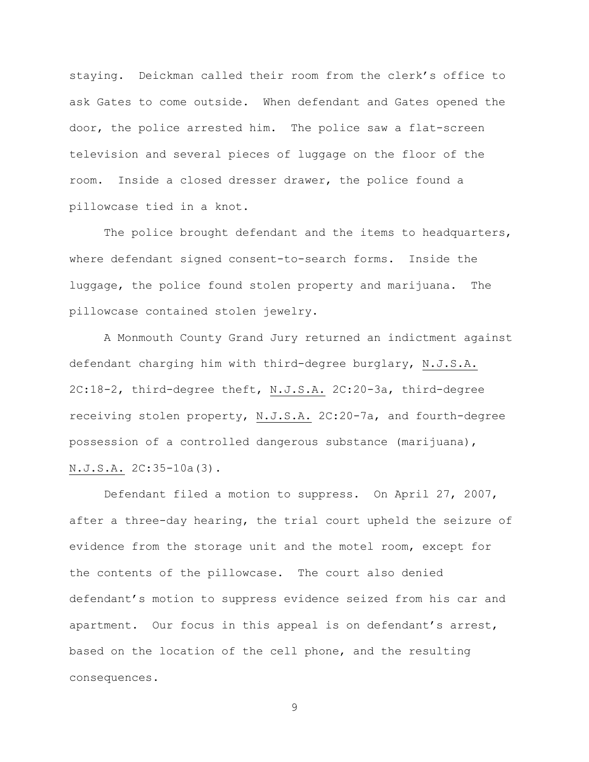staying. Deickman called their room from the clerk's office to ask Gates to come outside. When defendant and Gates opened the door, the police arrested him. The police saw a flat-screen television and several pieces of luggage on the floor of the room. Inside a closed dresser drawer, the police found a pillowcase tied in a knot.

The police brought defendant and the items to headquarters, where defendant signed consent-to-search forms. Inside the luggage, the police found stolen property and marijuana. The pillowcase contained stolen jewelry.

A Monmouth County Grand Jury returned an indictment against defendant charging him with third-degree burglary, N.J.S.A. 2C:18-2, third-degree theft, N.J.S.A. 2C:20-3a, third-degree receiving stolen property, N.J.S.A. 2C:20-7a, and fourth-degree possession of a controlled dangerous substance (marijuana), N.J.S.A. 2C:35-10a(3).

Defendant filed a motion to suppress. On April 27, 2007, after a three-day hearing, the trial court upheld the seizure of evidence from the storage unit and the motel room, except for the contents of the pillowcase. The court also denied defendant's motion to suppress evidence seized from his car and apartment. Our focus in this appeal is on defendant's arrest, based on the location of the cell phone, and the resulting consequences.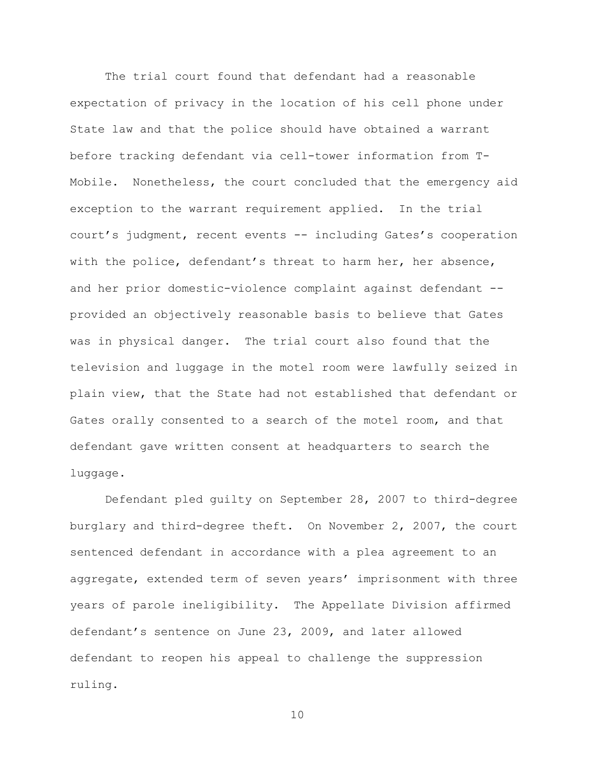The trial court found that defendant had a reasonable expectation of privacy in the location of his cell phone under State law and that the police should have obtained a warrant before tracking defendant via cell-tower information from T-Mobile. Nonetheless, the court concluded that the emergency aid exception to the warrant requirement applied. In the trial court's judgment, recent events -- including Gates's cooperation with the police, defendant's threat to harm her, her absence, and her prior domestic-violence complaint against defendant -- provided an objectively reasonable basis to believe that Gates was in physical danger. The trial court also found that the television and luggage in the motel room were lawfully seized in plain view, that the State had not established that defendant or Gates orally consented to a search of the motel room, and that defendant gave written consent at headquarters to search the luggage.

Defendant pled guilty on September 28, 2007 to third-degree burglary and third-degree theft. On November 2, 2007, the court sentenced defendant in accordance with a plea agreement to an aggregate, extended term of seven years' imprisonment with three years of parole ineligibility. The Appellate Division affirmed defendant's sentence on June 23, 2009, and later allowed defendant to reopen his appeal to challenge the suppression ruling.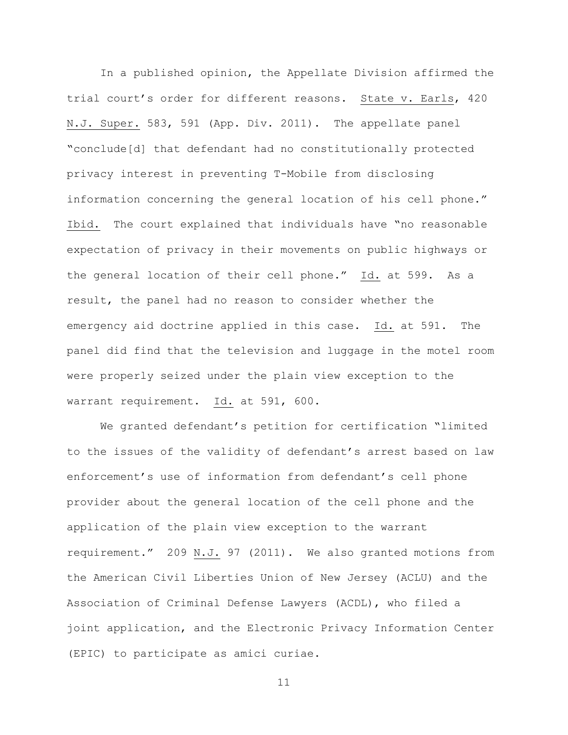In a published opinion, the Appellate Division affirmed the trial court's order for different reasons. State v. Earls, 420 N.J. Super. 583, 591 (App. Div. 2011). The appellate panel "conclude[d] that defendant had no constitutionally protected privacy interest in preventing T-Mobile from disclosing information concerning the general location of his cell phone." Ibid. The court explained that individuals have "no reasonable expectation of privacy in their movements on public highways or the general location of their cell phone." Id. at 599. As a result, the panel had no reason to consider whether the emergency aid doctrine applied in this case. Id. at 591. The panel did find that the television and luggage in the motel room were properly seized under the plain view exception to the warrant requirement. Id. at 591, 600.

We granted defendant's petition for certification "limited to the issues of the validity of defendant's arrest based on law enforcement's use of information from defendant's cell phone provider about the general location of the cell phone and the application of the plain view exception to the warrant requirement." 209 N.J. 97 (2011). We also granted motions from the American Civil Liberties Union of New Jersey (ACLU) and the Association of Criminal Defense Lawyers (ACDL), who filed a joint application, and the Electronic Privacy Information Center (EPIC) to participate as amici curiae.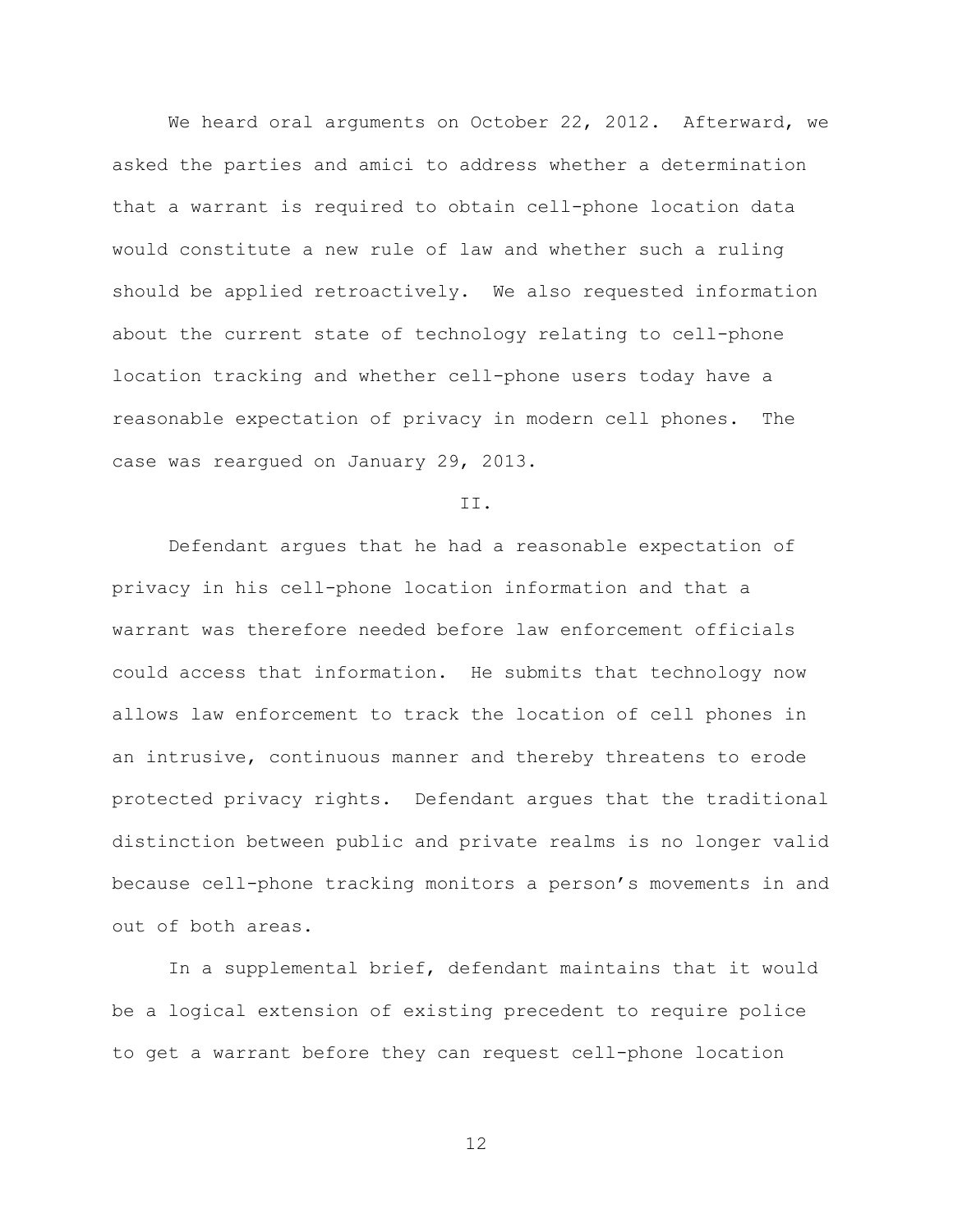We heard oral arguments on October 22, 2012. Afterward, we asked the parties and amici to address whether a determination that a warrant is required to obtain cell-phone location data would constitute a new rule of law and whether such a ruling should be applied retroactively. We also requested information about the current state of technology relating to cell-phone location tracking and whether cell-phone users today have a reasonable expectation of privacy in modern cell phones. The case was reargued on January 29, 2013.

## II.

Defendant argues that he had a reasonable expectation of privacy in his cell-phone location information and that a warrant was therefore needed before law enforcement officials could access that information. He submits that technology now allows law enforcement to track the location of cell phones in an intrusive, continuous manner and thereby threatens to erode protected privacy rights. Defendant argues that the traditional distinction between public and private realms is no longer valid because cell-phone tracking monitors a person's movements in and out of both areas.

In a supplemental brief, defendant maintains that it would be a logical extension of existing precedent to require police to get a warrant before they can request cell-phone location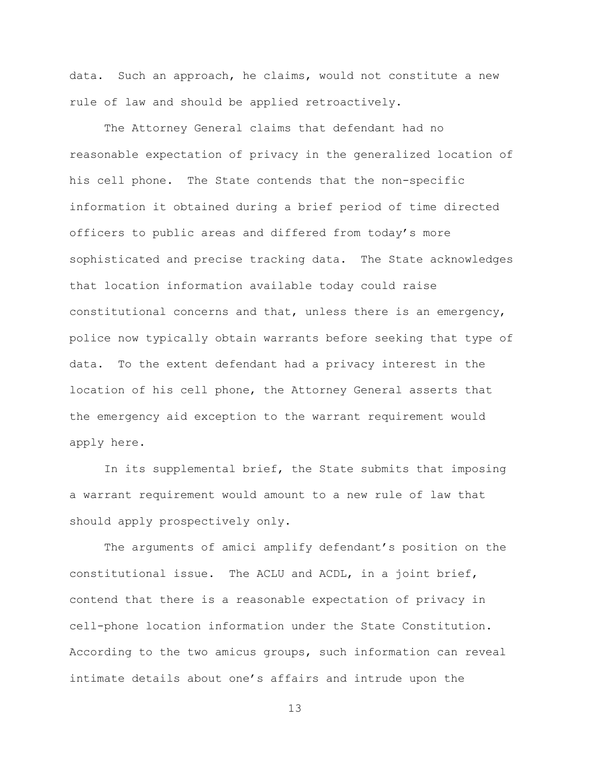data. Such an approach, he claims, would not constitute a new rule of law and should be applied retroactively.

The Attorney General claims that defendant had no reasonable expectation of privacy in the generalized location of his cell phone. The State contends that the non-specific information it obtained during a brief period of time directed officers to public areas and differed from today's more sophisticated and precise tracking data. The State acknowledges that location information available today could raise constitutional concerns and that, unless there is an emergency, police now typically obtain warrants before seeking that type of data. To the extent defendant had a privacy interest in the location of his cell phone, the Attorney General asserts that the emergency aid exception to the warrant requirement would apply here.

In its supplemental brief, the State submits that imposing a warrant requirement would amount to a new rule of law that should apply prospectively only.

The arguments of amici amplify defendant's position on the constitutional issue. The ACLU and ACDL, in a joint brief, contend that there is a reasonable expectation of privacy in cell-phone location information under the State Constitution. According to the two amicus groups, such information can reveal intimate details about one's affairs and intrude upon the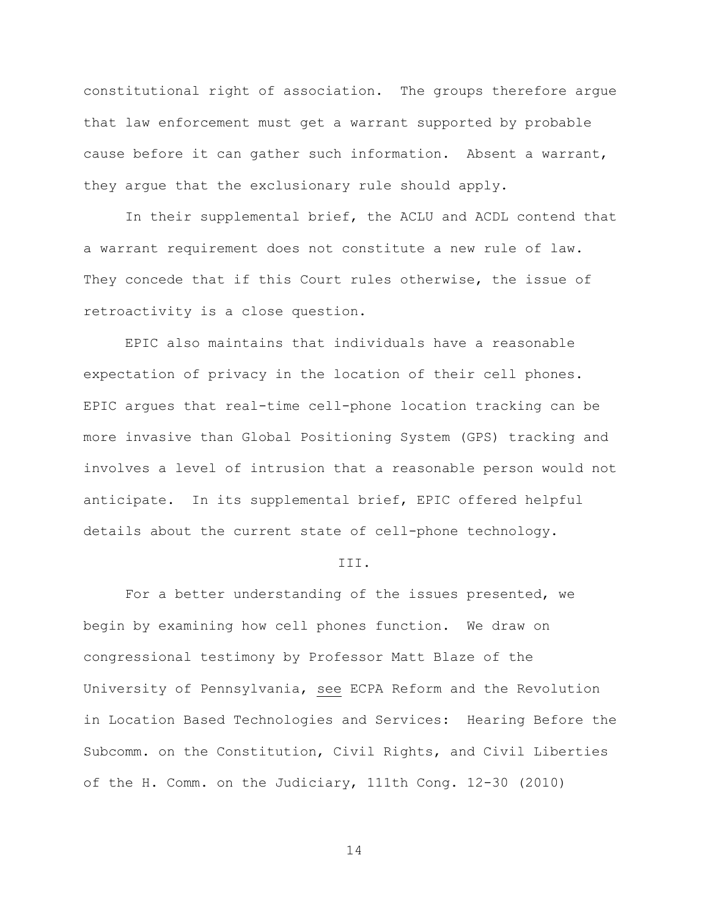constitutional right of association. The groups therefore argue that law enforcement must get a warrant supported by probable cause before it can gather such information. Absent a warrant, they argue that the exclusionary rule should apply.

In their supplemental brief, the ACLU and ACDL contend that a warrant requirement does not constitute a new rule of law. They concede that if this Court rules otherwise, the issue of retroactivity is a close question.

EPIC also maintains that individuals have a reasonable expectation of privacy in the location of their cell phones. EPIC argues that real-time cell-phone location tracking can be more invasive than Global Positioning System (GPS) tracking and involves a level of intrusion that a reasonable person would not anticipate. In its supplemental brief, EPIC offered helpful details about the current state of cell-phone technology.

## III.

For a better understanding of the issues presented, we begin by examining how cell phones function. We draw on congressional testimony by Professor Matt Blaze of the University of Pennsylvania, see ECPA Reform and the Revolution in Location Based Technologies and Services: Hearing Before the Subcomm. on the Constitution, Civil Rights, and Civil Liberties of the H. Comm. on the Judiciary, 111th Cong. 12-30 (2010)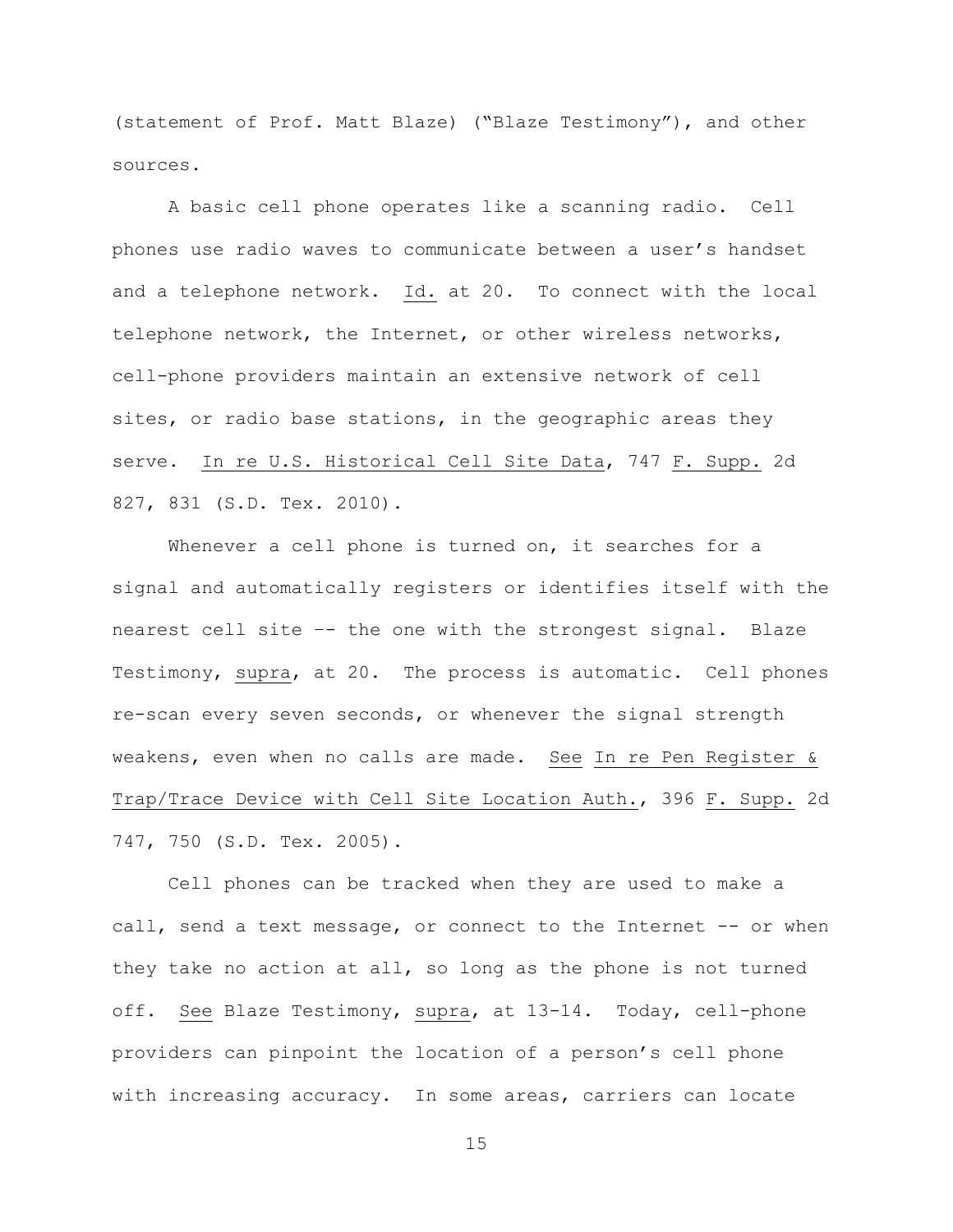(statement of Prof. Matt Blaze) ("Blaze Testimony"), and other sources.

A basic cell phone operates like a scanning radio. Cell phones use radio waves to communicate between a user's handset and a telephone network. Id. at 20. To connect with the local telephone network, the Internet, or other wireless networks, cell-phone providers maintain an extensive network of cell sites, or radio base stations, in the geographic areas they serve. In re U.S. Historical Cell Site Data, 747 F. Supp. 2d 827, 831 (S.D. Tex. 2010).

Whenever a cell phone is turned on, it searches for a signal and automatically registers or identifies itself with the nearest cell site –- the one with the strongest signal. Blaze Testimony, supra, at 20. The process is automatic. Cell phones re-scan every seven seconds, or whenever the signal strength weakens, even when no calls are made. See In re Pen Register & Trap/Trace Device with Cell Site Location Auth., 396 F. Supp. 2d 747, 750 (S.D. Tex. 2005).

Cell phones can be tracked when they are used to make a call, send a text message, or connect to the Internet -- or when they take no action at all, so long as the phone is not turned off. See Blaze Testimony, supra, at 13-14. Today, cell-phone providers can pinpoint the location of a person's cell phone with increasing accuracy. In some areas, carriers can locate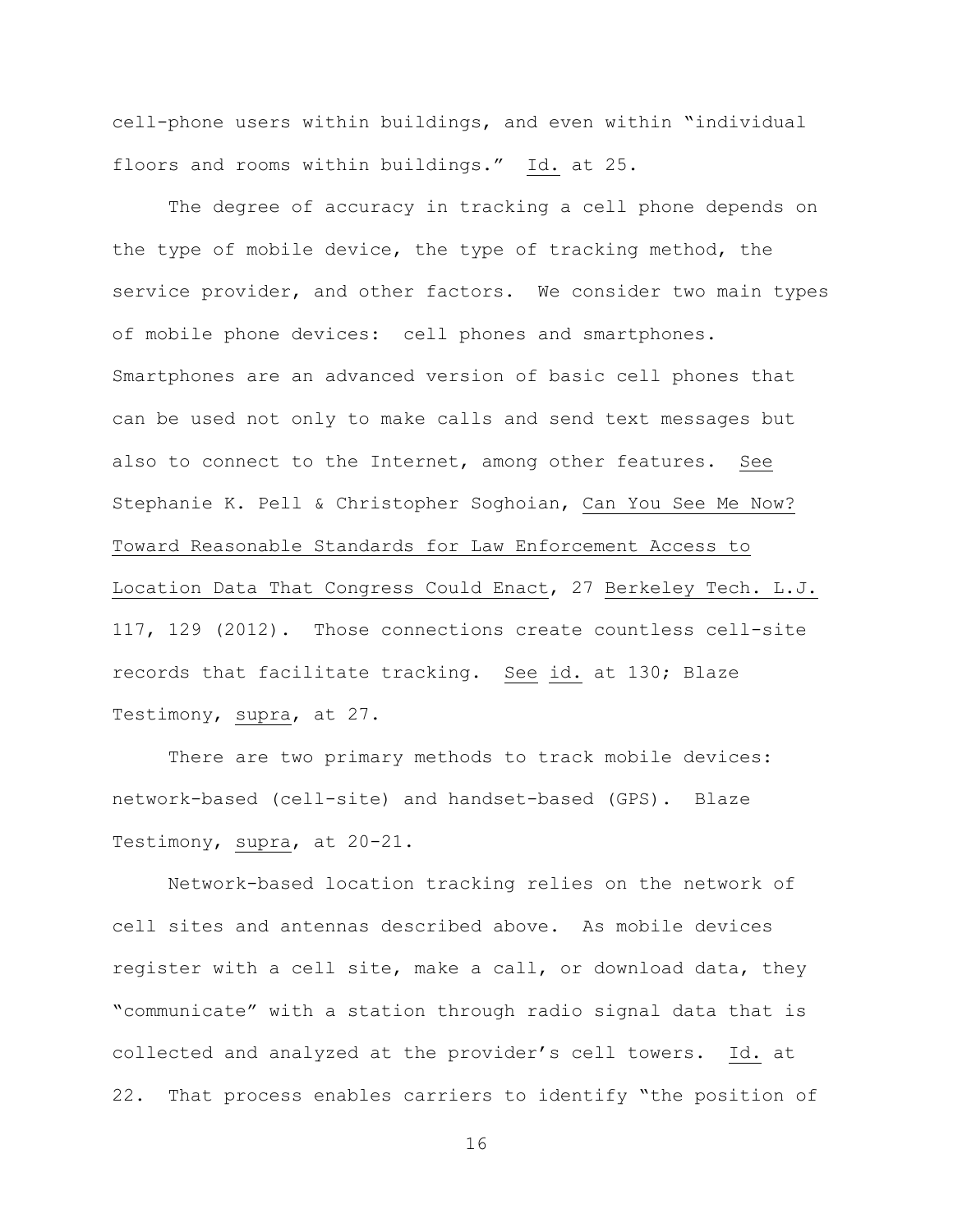cell-phone users within buildings, and even within "individual floors and rooms within buildings." Id. at 25.

The degree of accuracy in tracking a cell phone depends on the type of mobile device, the type of tracking method, the service provider, and other factors. We consider two main types of mobile phone devices: cell phones and smartphones. Smartphones are an advanced version of basic cell phones that can be used not only to make calls and send text messages but also to connect to the Internet, among other features. See Stephanie K. Pell & Christopher Soghoian, Can You See Me Now? Toward Reasonable Standards for Law Enforcement Access to Location Data That Congress Could Enact, 27 Berkeley Tech. L.J. 117, 129 (2012). Those connections create countless cell-site records that facilitate tracking. See id. at 130; Blaze Testimony, supra, at 27.

There are two primary methods to track mobile devices: network-based (cell-site) and handset-based (GPS). Blaze Testimony, supra, at 20-21.

Network-based location tracking relies on the network of cell sites and antennas described above. As mobile devices register with a cell site, make a call, or download data, they "communicate" with a station through radio signal data that is collected and analyzed at the provider's cell towers. Id. at 22. That process enables carriers to identify "the position of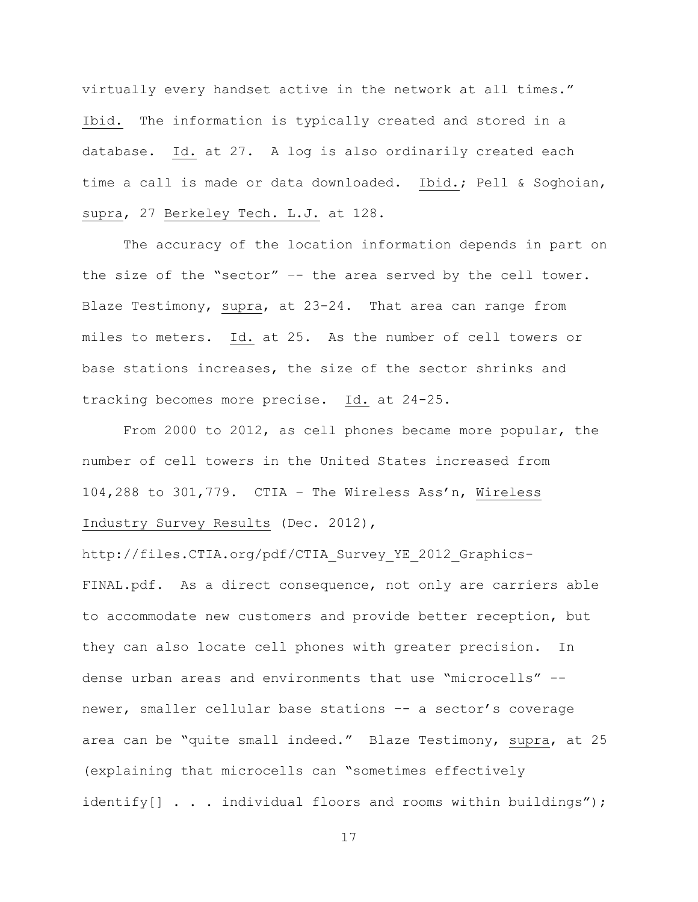virtually every handset active in the network at all times." Ibid. The information is typically created and stored in a database. Id. at 27. A log is also ordinarily created each time a call is made or data downloaded. Ibid.; Pell & Soghoian, supra, 27 Berkeley Tech. L.J. at 128.

The accuracy of the location information depends in part on the size of the "sector" -- the area served by the cell tower. Blaze Testimony, supra, at 23-24. That area can range from miles to meters. Id. at 25. As the number of cell towers or base stations increases, the size of the sector shrinks and tracking becomes more precise. Id. at 24-25.

From 2000 to 2012, as cell phones became more popular, the number of cell towers in the United States increased from 104,288 to 301,779. CTIA – The Wireless Ass'n, Wireless Industry Survey Results (Dec. 2012), http://files.CTIA.org/pdf/CTIA_Survey_YE_2012_Graphics-FINAL.pdf. As a direct consequence, not only are carriers able to accommodate new customers and provide better reception, but they can also locate cell phones with greater precision. In dense urban areas and environments that use "microcells" -- newer, smaller cellular base stations -- a sector's coverage area can be "quite small indeed." Blaze Testimony, supra, at 25 (explaining that microcells can "sometimes effectively identify[] . . . individual floors and rooms within buildings");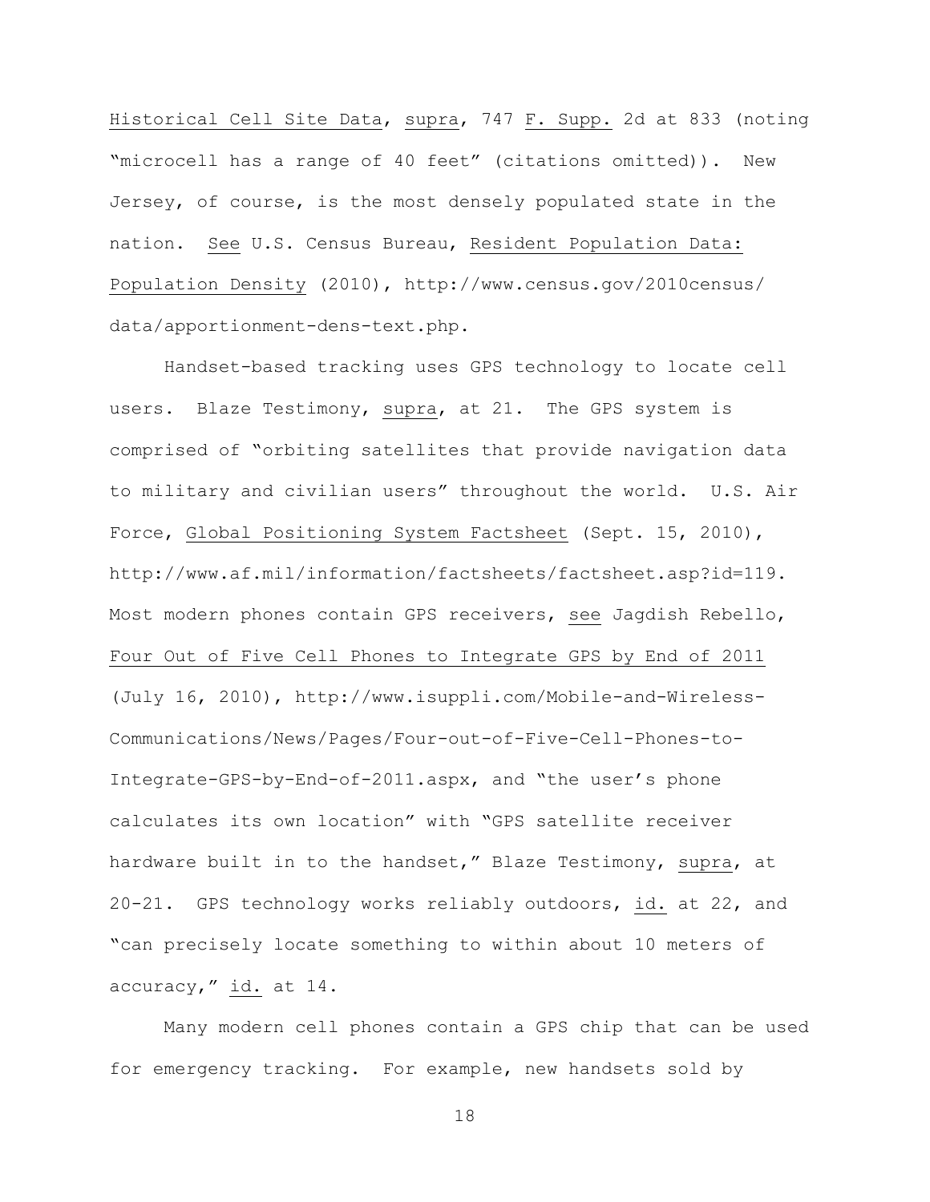Historical Cell Site Data, supra, 747 F. Supp. 2d at 833 (noting "microcell has a range of 40 feet" (citations omitted)). New Jersey, of course, is the most densely populated state in the nation. See U.S. Census Bureau, Resident Population Data: Population Density (2010), http://www.census.gov/2010census/data/apportionment-dens-text.php.

Handset-based tracking uses GPS technology to locate cell users. Blaze Testimony, supra, at 21. The GPS system is comprised of "orbiting satellites that provide navigation data to military and civilian users" throughout the world. U.S. Air Force, Global Positioning System Factsheet (Sept. 15, 2010), http://www.af.mil/information/factsheets/factsheet.asp?id=119. Most modern phones contain GPS receivers, see Jagdish Rebello, Four Out of Five Cell Phones to Integrate GPS by End of 2011 (July 16, 2010), http://www.isuppli.com/Mobile-and-Wireless-Communications/News/Pages/Four-out-of-Five-Cell-Phones-to-Integrate-GPS-by-End-of-2011.aspx, and "the user's phone calculates its own location" with "GPS satellite receiver hardware built in to the handset," Blaze Testimony, supra, at 20-21. GPS technology works reliably outdoors, id. at 22, and "can precisely locate something to within about 10 meters of accuracy," id. at 14.

Many modern cell phones contain a GPS chip that can be used for emergency tracking. For example, new handsets sold by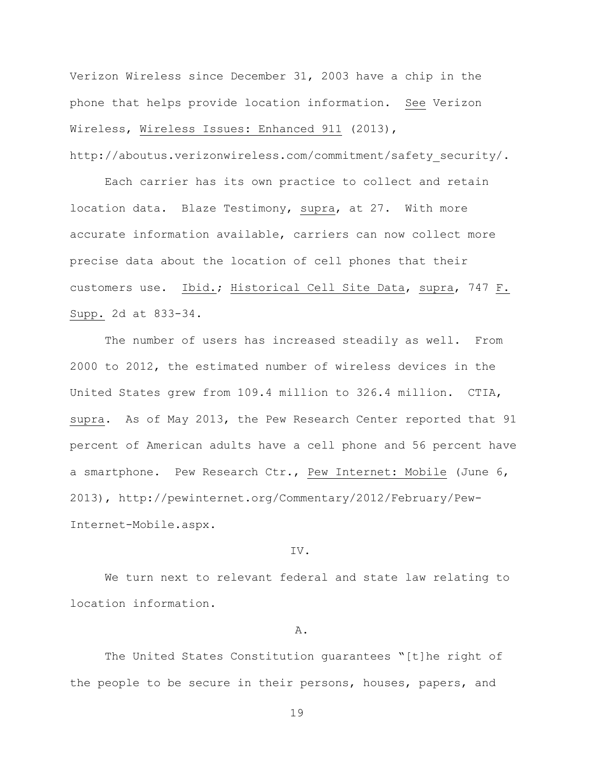Verizon Wireless since December 31, 2003 have a chip in the phone that helps provide location information. See Verizon Wireless, Wireless Issues: Enhanced 911 (2013), http://aboutus.verizonwireless.com/commitment/safety_security/.

Each carrier has its own practice to collect and retain location data. Blaze Testimony, supra, at 27. With more accurate information available, carriers can now collect more precise data about the location of cell phones that their customers use. Ibid.; Historical Cell Site Data, supra, 747 F. Supp. 2d at 833-34.

The number of users has increased steadily as well. From 2000 to 2012, the estimated number of wireless devices in the United States grew from 109.4 million to 326.4 million. CTIA, supra. As of May 2013, the Pew Research Center reported that 91 percent of American adults have a cell phone and 56 percent have a smartphone. Pew Research Ctr., Pew Internet: Mobile (June 6, 2013), http://pewinternet.org/Commentary/2012/February/Pew-Internet-Mobile.aspx.

## IV.

We turn next to relevant federal and state law relating to location information.

### A.

The United States Constitution guarantees "[t]he right of the people to be secure in their persons, houses, papers, and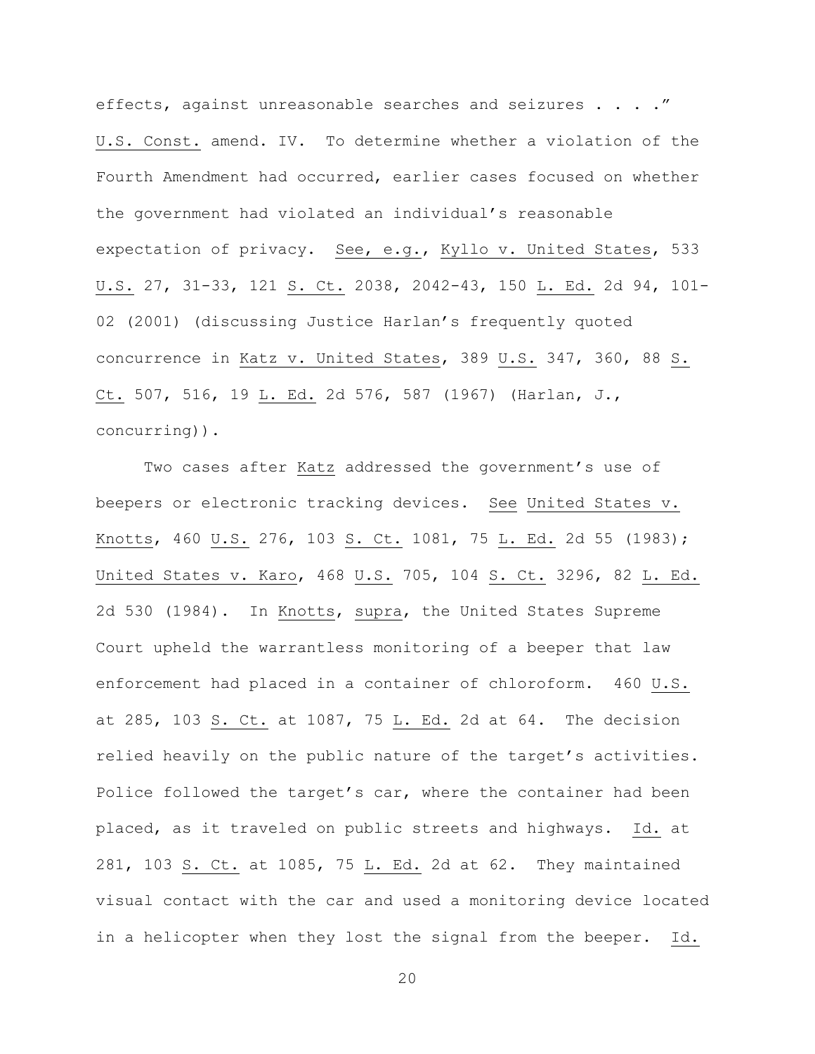effects, against unreasonable searches and seizures . . . ." U.S. Const. amend. IV. To determine whether a violation of the Fourth Amendment had occurred, earlier cases focused on whether the government had violated an individual's reasonable expectation of privacy. See, e.g., Kyllo v. United States, 533 U.S. 27, 31-33, 121 S. Ct. 2038, 2042-43, 150 L. Ed. 2d 94, 101-02 (2001) (discussing Justice Harlan's frequently quoted concurrence in Katz v. United States, 389 U.S. 347, 360, 88 S. Ct. 507, 516, 19 L. Ed. 2d 576, 587 (1967) (Harlan, J., concurring)).

Two cases after Katz addressed the government's use of beepers or electronic tracking devices. See United States v. Knotts, 460 U.S. 276, 103 S. Ct. 1081, 75 L. Ed. 2d 55 (1983); United States v. Karo, 468 U.S. 705, 104 S. Ct. 3296, 82 L. Ed. 2d 530 (1984). In Knotts, supra, the United States Supreme Court upheld the warrantless monitoring of a beeper that law enforcement had placed in a container of chloroform. 460 U.S. at 285, 103 S. Ct. at 1087, 75 L. Ed. 2d at 64. The decision relied heavily on the public nature of the target's activities. Police followed the target's car, where the container had been placed, as it traveled on public streets and highways. Id. at 281, 103 S. Ct. at 1085, 75 L. Ed. 2d at 62. They maintained visual contact with the car and used a monitoring device located in a helicopter when they lost the signal from the beeper. Id.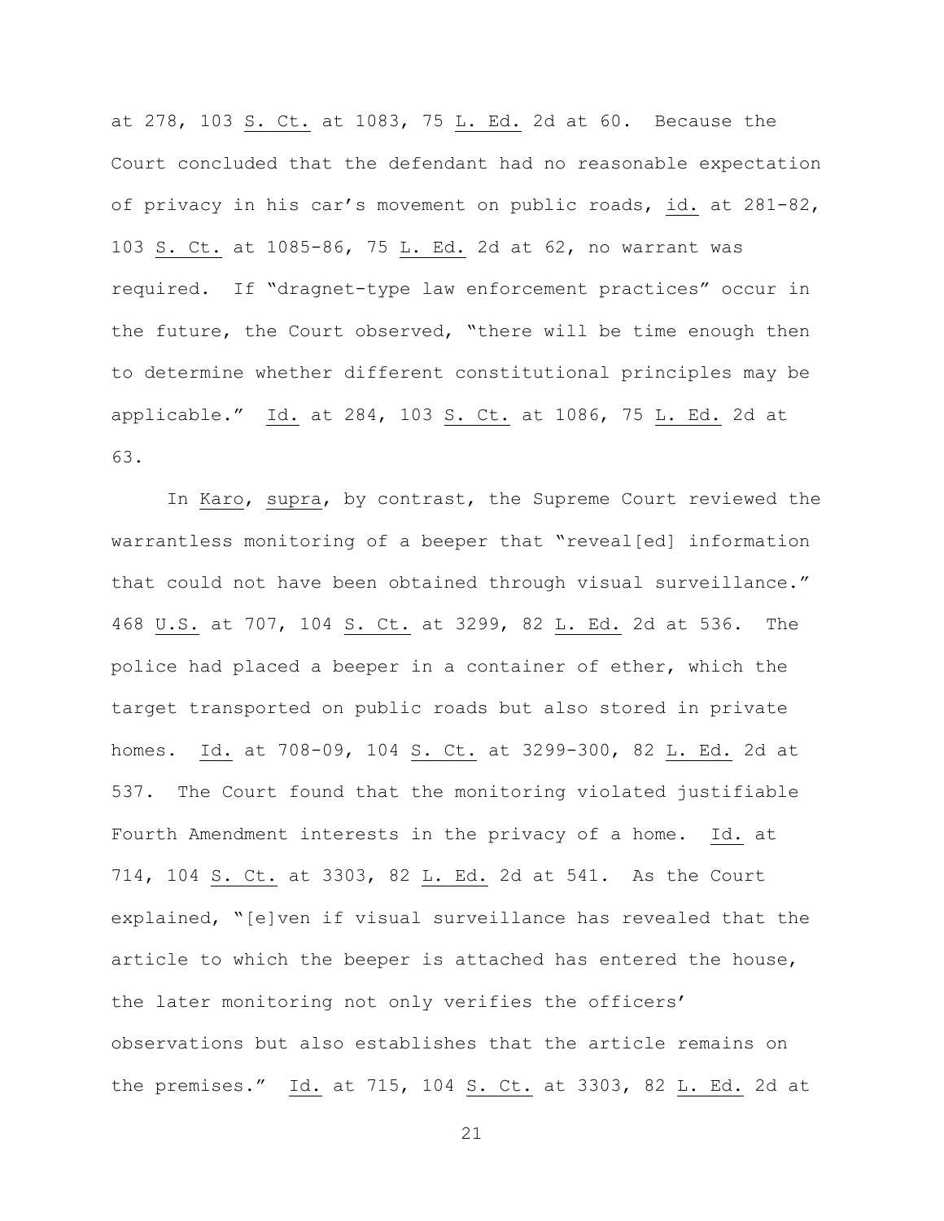at 278, 103 S. Ct. at 1083, 75 L. Ed. 2d at 60. Because the Court concluded that the defendant had no reasonable expectation of privacy in his car's movement on public roads, id. at 281-82, 103 S. Ct. at 1085-86, 75 L. Ed. 2d at 62, no warrant was required. If "dragnet-type law enforcement practices" occur in the future, the Court observed, "there will be time enough then to determine whether different constitutional principles may be applicable." Id. at 284, 103 S. Ct. at 1086, 75 L. Ed. 2d at 63.

In Karo, supra, by contrast, the Supreme Court reviewed the warrantless monitoring of a beeper that "reveal[ed] information that could not have been obtained through visual surveillance." 468 U.S. at 707, 104 S. Ct. at 3299, 82 L. Ed. 2d at 536. The police had placed a beeper in a container of ether, which the target transported on public roads but also stored in private homes. Id. at 708-09, 104 S. Ct. at 3299-300, 82 L. Ed. 2d at 537. The Court found that the monitoring violated justifiable Fourth Amendment interests in the privacy of a home. Id. at 714, 104 S. Ct. at 3303, 82 L. Ed. 2d at 541. As the Court explained, "[e]ven if visual surveillance has revealed that the article to which the beeper is attached has entered the house, the later monitoring not only verifies the officers' observations but also establishes that the article remains on the premises." Id. at 715, 104 S. Ct. at 3303, 82 L. Ed. 2d at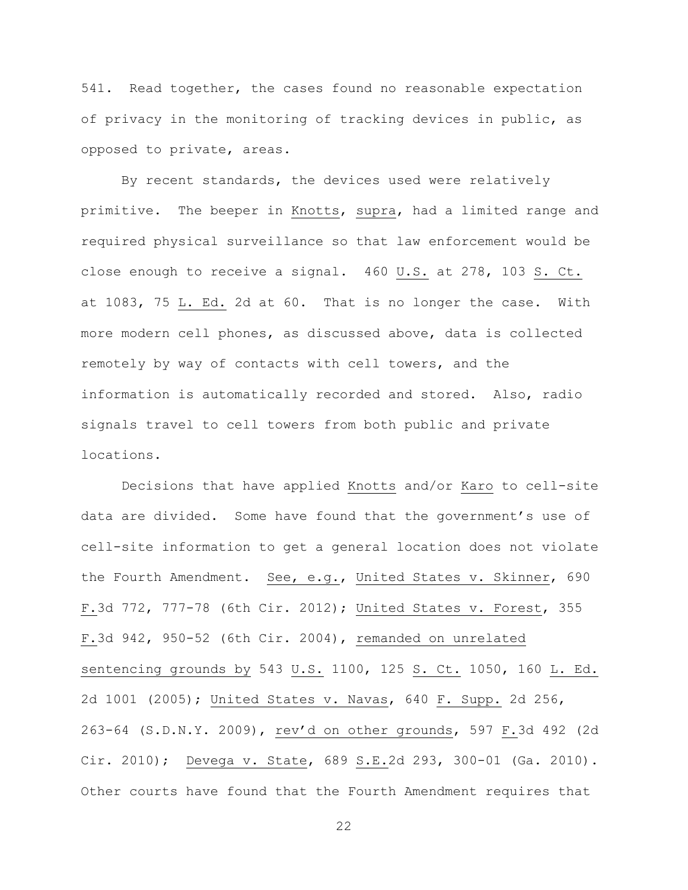541. Read together, the cases found no reasonable expectation of privacy in the monitoring of tracking devices in public, as opposed to private, areas.

By recent standards, the devices used were relatively primitive. The beeper in Knotts, supra, had a limited range and required physical surveillance so that law enforcement would be close enough to receive a signal. 460 U.S. at 278, 103 S. Ct. at 1083, 75 L. Ed. 2d at 60. That is no longer the case. With more modern cell phones, as discussed above, data is collected remotely by way of contacts with cell towers, and the information is automatically recorded and stored. Also, radio signals travel to cell towers from both public and private locations.

Decisions that have applied Knotts and/or Karo to cell-site data are divided. Some have found that the government's use of cell-site information to get a general location does not violate the Fourth Amendment. See, e.g., United States v. Skinner, 690 F.3d 772, 777-78 (6th Cir. 2012); United States v. Forest, 355 F.3d 942, 950-52 (6th Cir. 2004), remanded on unrelated sentencing grounds by 543 U.S. 1100, 125 S. Ct. 1050, 160 L. Ed. 2d 1001 (2005); United States v. Navas, 640 F. Supp. 2d 256, 263-64 (S.D.N.Y. 2009), rev'd on other grounds, 597 F.3d 492 (2d Cir. 2010); Devega v. State, 689 S.E.2d 293, 300-01 (Ga. 2010). Other courts have found that the Fourth Amendment requires that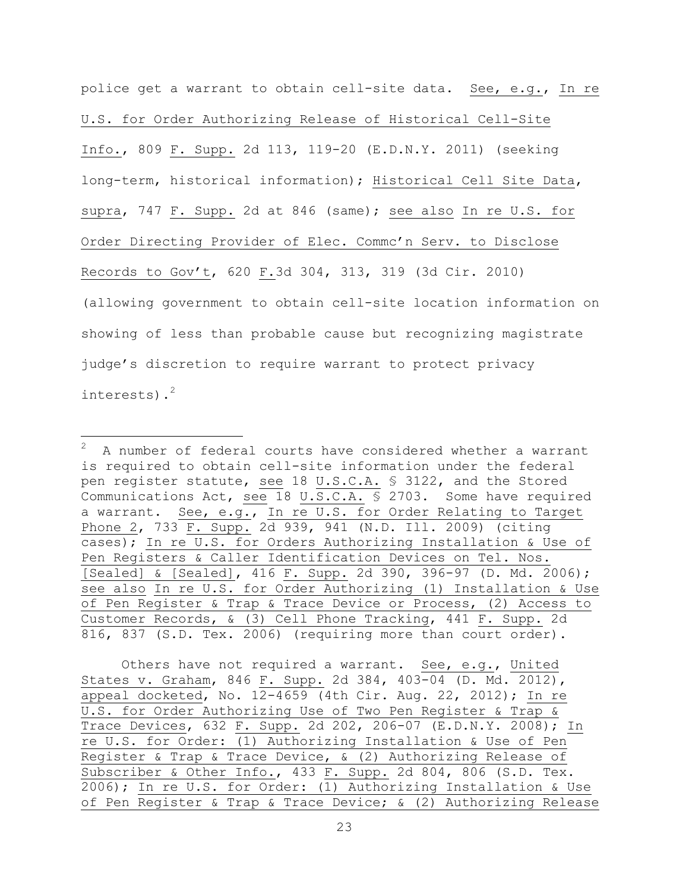police get a warrant to obtain cell-site data. See, e.g., In re U.S. for Order Authorizing Release of Historical Cell-Site Info., 809 F. Supp. 2d 113, 119-20 (E.D.N.Y. 2011) (seeking long-term, historical information); Historical Cell Site Data, supra, 747 F. Supp. 2d at 846 (same); see also In re U.S. for Order Directing Provider of Elec. Commc'n Serv. to Disclose Records to Gov't, 620 F.3d 304, 313, 319 (3d Cir. 2010) (allowing government to obtain cell-site location information on showing of less than probable cause but recognizing magistrate judge's discretion to require warrant to protect privacy interests).[2]

---

[2] A number of federal courts have considered whether a warrant is required to obtain cell-site information under the federal pen register statute, see 18 U.S.C.A. § 3122, and the Stored Communications Act, see 18 U.S.C.A. § 2703. Some have required a warrant. See, e.g., In re U.S. for Order Relating to Target Phone 2, 733 F. Supp. 2d 939, 941 (N.D. Ill. 2009) (citing cases); In re U.S. for Orders Authorizing Installation & Use of Pen Registers & Caller Identification Devices on Tel. Nos. [Sealed] & [Sealed], 416 F. Supp. 2d 390, 396-97 (D. Md. 2006); see also In re U.S. for Order Authorizing (1) Installation & Use of Pen Register & Trap & Trace Device or Process, (2) Access to Customer Records, & (3) Cell Phone Tracking, 441 F. Supp. 2d 816, 837 (S.D. Tex. 2006) (requiring more than court order).

Others have not required a warrant. See, e.g., United States v. Graham, 846 F. Supp. 2d 384, 403-04 (D. Md. 2012), appeal docketed, No. 12-4659 (4th Cir. Aug. 22, 2012); In re U.S. for Order Authorizing Use of Two Pen Register & Trap & Trace Devices, 632 F. Supp. 2d 202, 206-07 (E.D.N.Y. 2008); In re U.S. for Order: (1) Authorizing Installation & Use of Pen Register & Trap & Trace Device, & (2) Authorizing Release of Subscriber & Other Info., 433 F. Supp. 2d 804, 806 (S.D. Tex. 2006); In re U.S. for Order: (1) Authorizing Installation & Use of Pen Register & Trap & Trace Device; & (2) Authorizing Release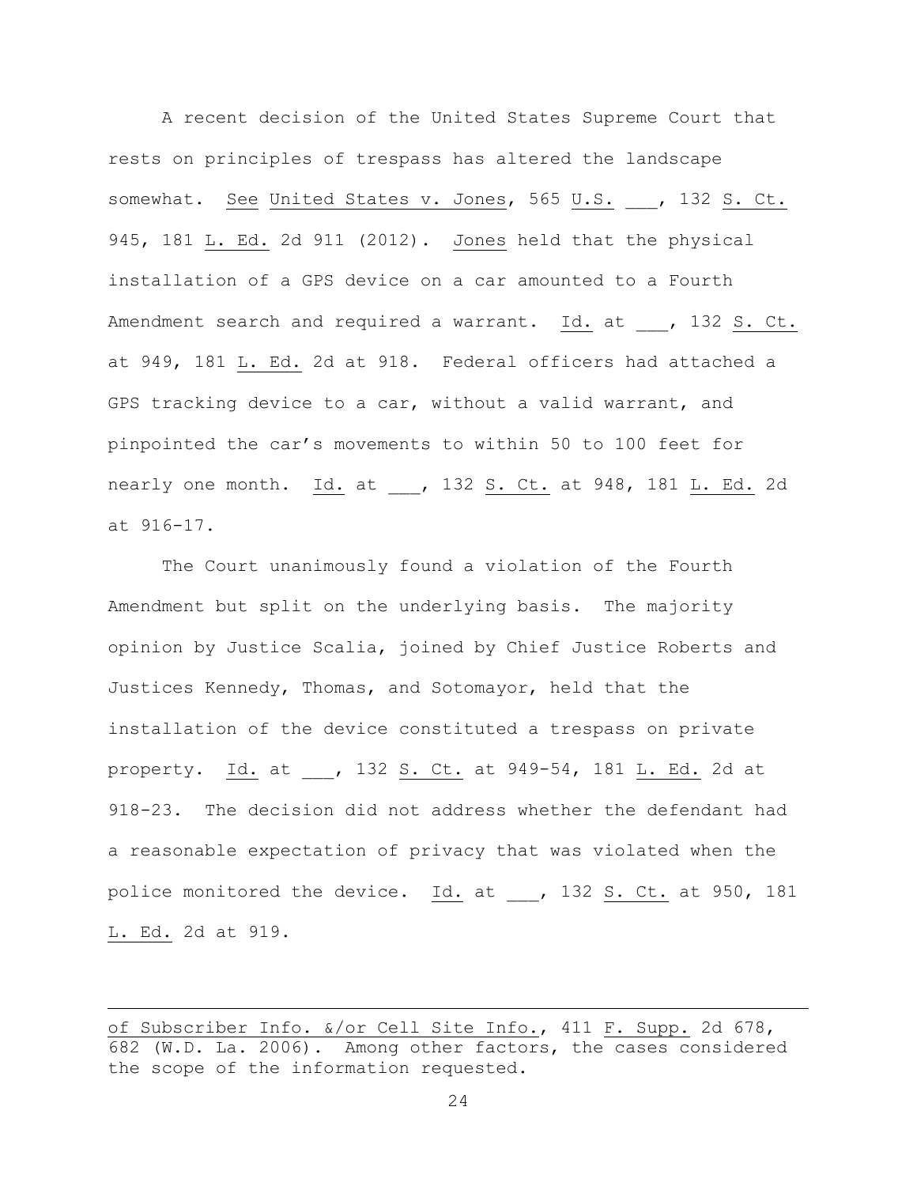A recent decision of the United States Supreme Court that rests on principles of trespass has altered the landscape somewhat. See United States v. Jones, 565 U.S. ___, 132 S. Ct. 945, 181 L. Ed. 2d 911 (2012). Jones held that the physical installation of a GPS device on a car amounted to a Fourth Amendment search and required a warrant. Id. at ___, 132 S. Ct. at 949, 181 L. Ed. 2d at 918. Federal officers had attached a GPS tracking device to a car, without a valid warrant, and pinpointed the car's movements to within 50 to 100 feet for nearly one month. Id. at ___, 132 S. Ct. at 948, 181 L. Ed. 2d at 916-17.

The Court unanimously found a violation of the Fourth Amendment but split on the underlying basis. The majority opinion by Justice Scalia, joined by Chief Justice Roberts and Justices Kennedy, Thomas, and Sotomayor, held that the installation of the device constituted a trespass on private property. Id. at ___, 132 S. Ct. at 949-54, 181 L. Ed. 2d at 918-23. The decision did not address whether the defendant had a reasonable expectation of privacy that was violated when the police monitored the device. Id. at ___, 132 S. Ct. at 950, 181 L. Ed. 2d at 919.

---

of Subscriber Info. &/or Cell Site Info., 411 F. Supp. 2d 678, 682 (W.D. La. 2006). Among other factors, the cases considered the scope of the information requested.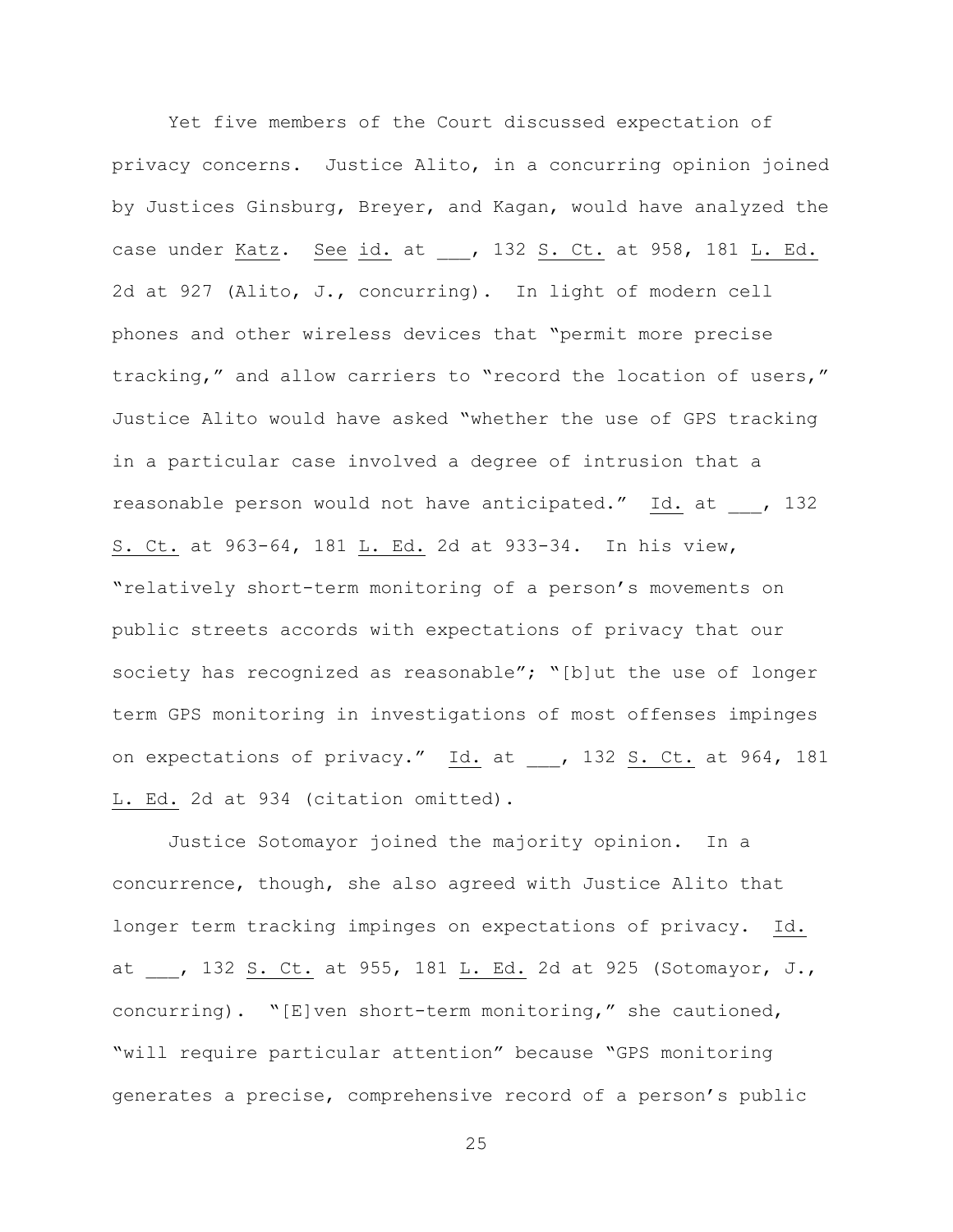Yet five members of the Court discussed expectation of privacy concerns. Justice Alito, in a concurring opinion joined by Justices Ginsburg, Breyer, and Kagan, would have analyzed the case under Katz. See id. at ___, 132 S. Ct. at 958, 181 L. Ed. 2d at 927 (Alito, J., concurring). In light of modern cell phones and other wireless devices that "permit more precise tracking," and allow carriers to "record the location of users," Justice Alito would have asked "whether the use of GPS tracking in a particular case involved a degree of intrusion that a reasonable person would not have anticipated." Id. at ___, 132 S. Ct. at 963-64, 181 L. Ed. 2d at 933-34. In his view, "relatively short-term monitoring of a person's movements on public streets accords with expectations of privacy that our society has recognized as reasonable"; "[b]ut the use of longer term GPS monitoring in investigations of most offenses impinges on expectations of privacy." Id. at ___, 132 S. Ct. at 964, 181 L. Ed. 2d at 934 (citation omitted).

Justice Sotomayor joined the majority opinion. In a concurrence, though, she also agreed with Justice Alito that longer term tracking impinges on expectations of privacy. Id. at ___, 132 S. Ct. at 955, 181 L. Ed. 2d at 925 (Sotomayor, J., concurring). "[E]ven short-term monitoring," she cautioned, "will require particular attention" because "GPS monitoring generates a precise, comprehensive record of a person's public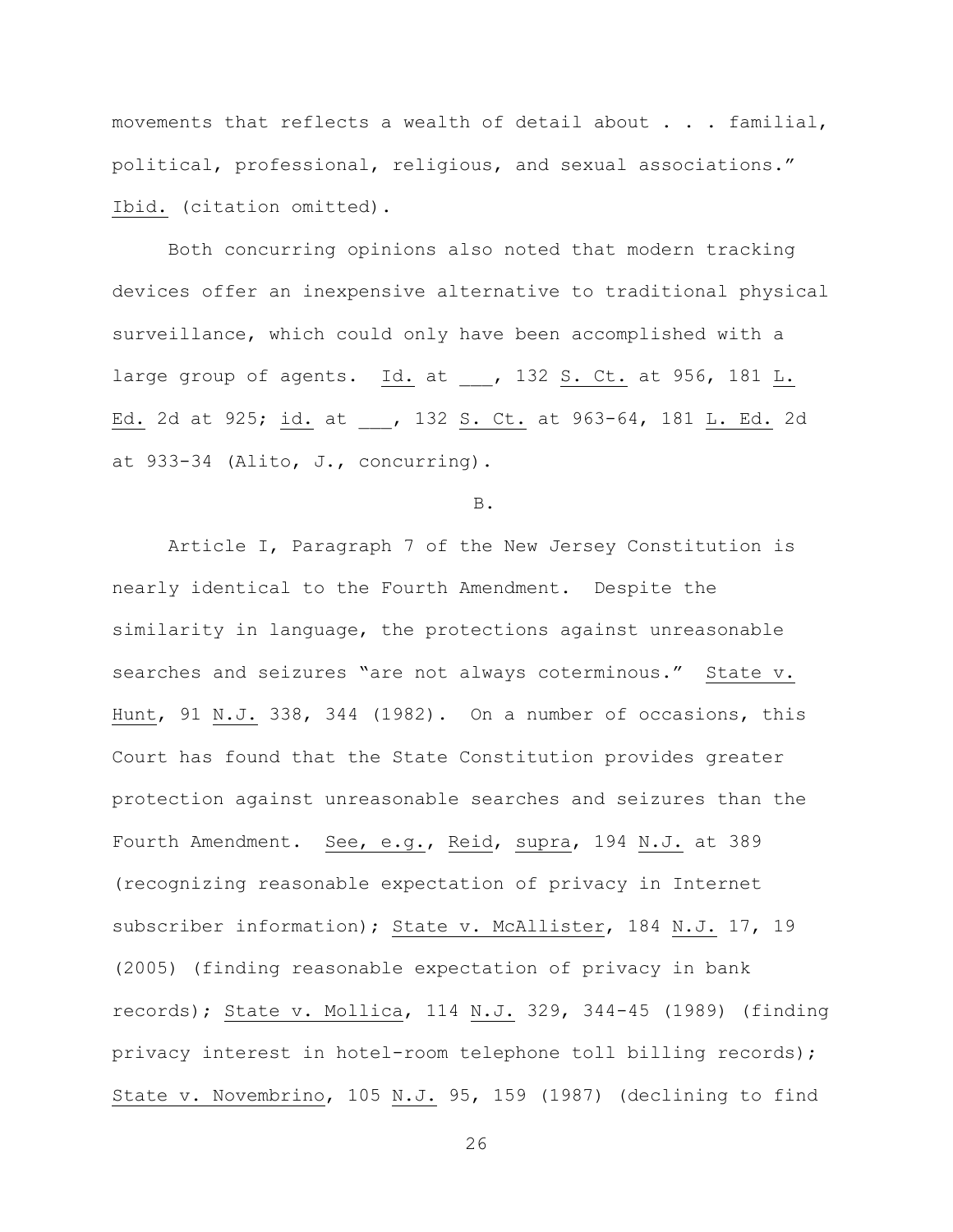movements that reflects a wealth of detail about . . . familial, political, professional, religious, and sexual associations." Ibid. (citation omitted).

Both concurring opinions also noted that modern tracking devices offer an inexpensive alternative to traditional physical surveillance, which could only have been accomplished with a large group of agents. Id. at ___, 132 S. Ct. at 956, 181 L. Ed. 2d at 925; id. at ___, 132 S. Ct. at 963-64, 181 L. Ed. 2d at 933-34 (Alito, J., concurring).

B.

Article I, Paragraph 7 of the New Jersey Constitution is nearly identical to the Fourth Amendment. Despite the similarity in language, the protections against unreasonable searches and seizures "are not always coterminous." State v. Hunt, 91 N.J. 338, 344 (1982). On a number of occasions, this Court has found that the State Constitution provides greater protection against unreasonable searches and seizures than the Fourth Amendment. See, e.g., Reid, supra, 194 N.J. at 389 (recognizing reasonable expectation of privacy in Internet subscriber information); State v. McAllister, 184 N.J. 17, 19 (2005) (finding reasonable expectation of privacy in bank records); State v. Mollica, 114 N.J. 329, 344-45 (1989) (finding privacy interest in hotel-room telephone toll billing records); State v. Novembrino, 105 N.J. 95, 159 (1987) (declining to find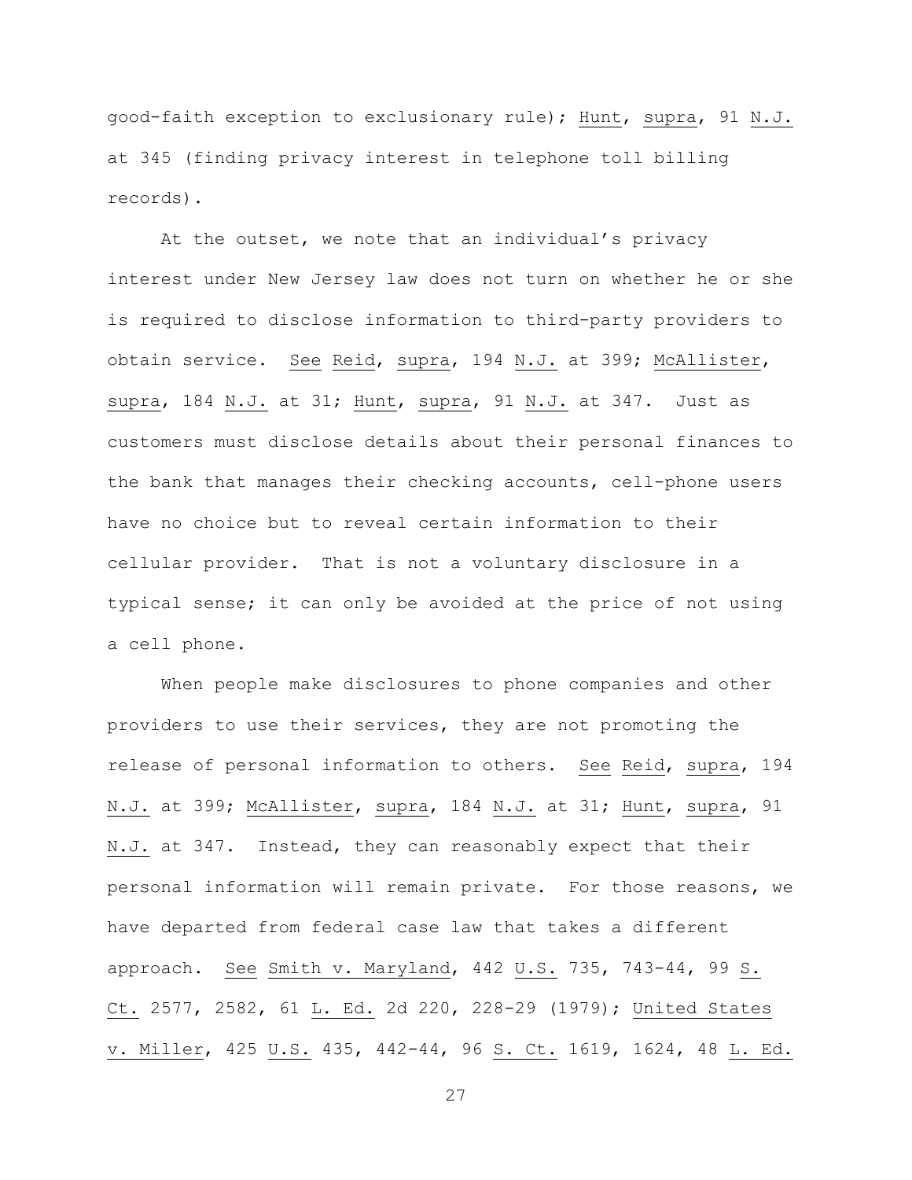good-faith exception to exclusionary rule); Hunt, supra, 91 N.J. at 345 (finding privacy interest in telephone toll billing records).

At the outset, we note that an individual's privacy interest under New Jersey law does not turn on whether he or she is required to disclose information to third-party providers to obtain service. See Reid, supra, 194 N.J. at 399; McAllister, supra, 184 N.J. at 31; Hunt, supra, 91 N.J. at 347. Just as customers must disclose details about their personal finances to the bank that manages their checking accounts, cell-phone users have no choice but to reveal certain information to their cellular provider. That is not a voluntary disclosure in a typical sense; it can only be avoided at the price of not using a cell phone.

When people make disclosures to phone companies and other providers to use their services, they are not promoting the release of personal information to others. See Reid, supra, 194 N.J. at 399; McAllister, supra, 184 N.J. at 31; Hunt, supra, 91 N.J. at 347. Instead, they can reasonably expect that their personal information will remain private. For those reasons, we have departed from federal case law that takes a different approach. See Smith v. Maryland, 442 U.S. 735, 743-44, 99 S. Ct. 2577, 2582, 61 L. Ed. 2d 220, 228-29 (1979); United States v. Miller, 425 U.S. 435, 442-44, 96 S. Ct. 1619, 1624, 48 L. Ed.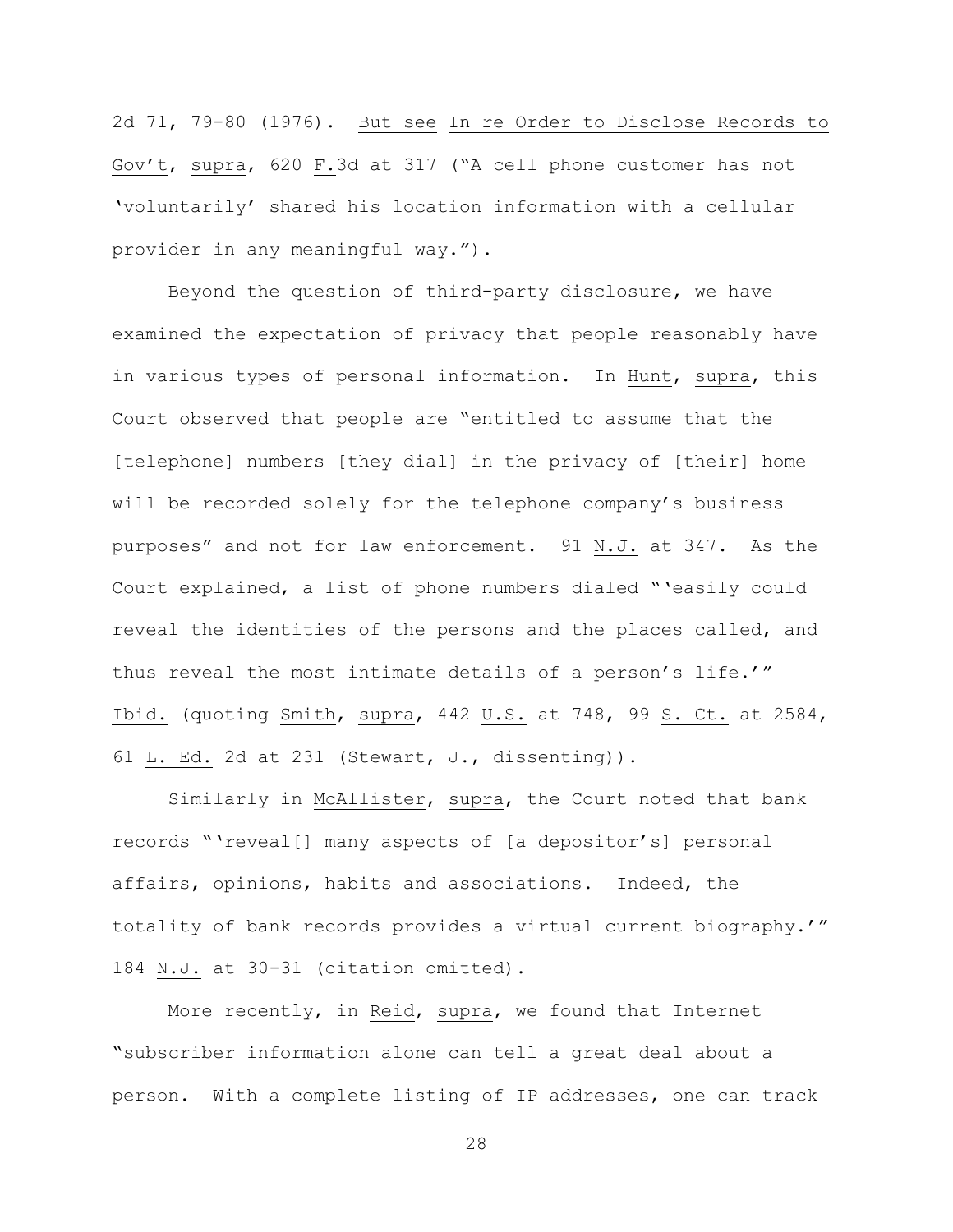2d 71, 79-80 (1976). But see In re Order to Disclose Records to Gov't, supra, 620 F.3d at 317 ("A cell phone customer has not 'voluntarily' shared his location information with a cellular provider in any meaningful way.").

Beyond the question of third-party disclosure, we have examined the expectation of privacy that people reasonably have in various types of personal information. In Hunt, supra, this Court observed that people are "entitled to assume that the [telephone] numbers [they dial] in the privacy of [their] home will be recorded solely for the telephone company's business purposes" and not for law enforcement. 91 N.J. at 347. As the Court explained, a list of phone numbers dialed "'easily could reveal the identities of the persons and the places called, and thus reveal the most intimate details of a person's life.'" Ibid. (quoting Smith, supra, 442 U.S. at 748, 99 S. Ct. at 2584, 61 L. Ed. 2d at 231 (Stewart, J., dissenting)).

Similarly in McAllister, supra, the Court noted that bank records "'reveal[] many aspects of [a depositor's] personal affairs, opinions, habits and associations. Indeed, the totality of bank records provides a virtual current biography.'" 184 N.J. at 30-31 (citation omitted).

More recently, in Reid, supra, we found that Internet "subscriber information alone can tell a great deal about a person. With a complete listing of IP addresses, one can track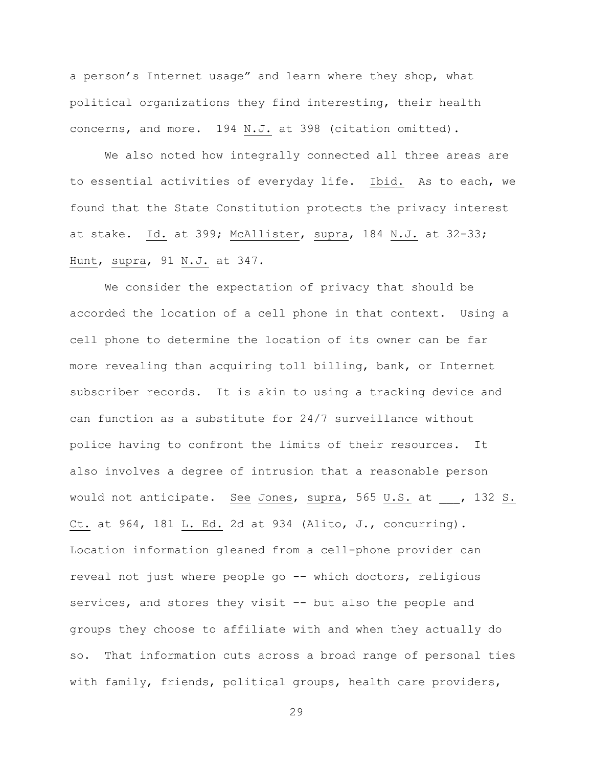a person's Internet usage" and learn where they shop, what political organizations they find interesting, their health concerns, and more. 194 N.J. at 398 (citation omitted).

We also noted how integrally connected all three areas are to essential activities of everyday life. Ibid. As to each, we found that the State Constitution protects the privacy interest at stake. Id. at 399; McAllister, supra, 184 N.J. at 32-33; Hunt, supra, 91 N.J. at 347.

We consider the expectation of privacy that should be accorded the location of a cell phone in that context. Using a cell phone to determine the location of its owner can be far more revealing than acquiring toll billing, bank, or Internet subscriber records. It is akin to using a tracking device and can function as a substitute for 24/7 surveillance without police having to confront the limits of their resources. It also involves a degree of intrusion that a reasonable person would not anticipate. See Jones, supra, 565 U.S. at ___, 132 S. Ct. at 964, 181 L. Ed. 2d at 934 (Alito, J., concurring). Location information gleaned from a cell-phone provider can reveal not just where people go -- which doctors, religious services, and stores they visit -- but also the people and groups they choose to affiliate with and when they actually do so. That information cuts across a broad range of personal ties with family, friends, political groups, health care providers,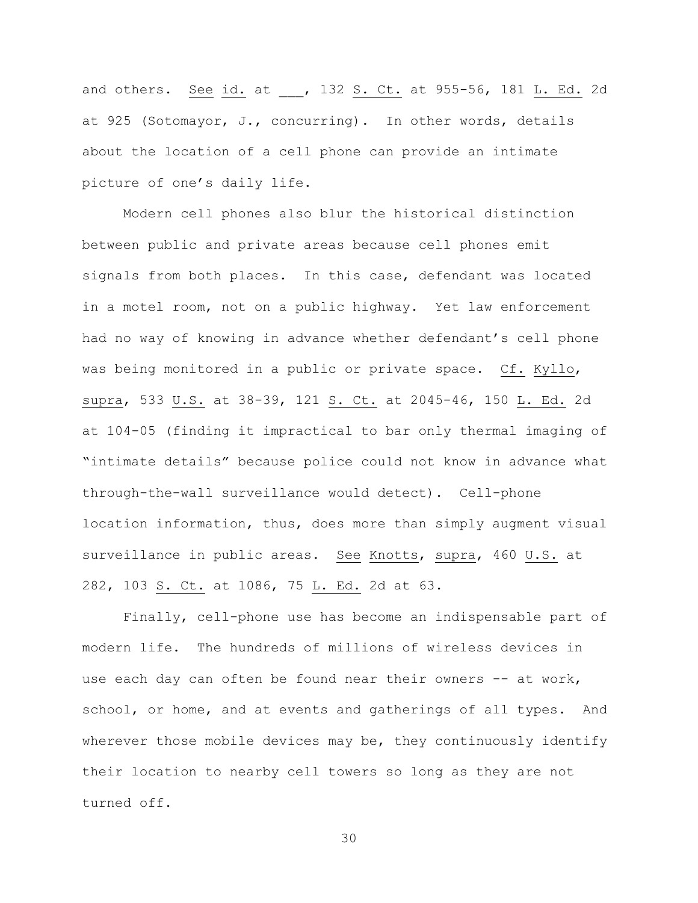and others. See id. at ___, 132 S. Ct. at 955-56, 181 L. Ed. 2d at 925 (Sotomayor, J., concurring). In other words, details about the location of a cell phone can provide an intimate picture of one's daily life.

Modern cell phones also blur the historical distinction between public and private areas because cell phones emit signals from both places. In this case, defendant was located in a motel room, not on a public highway. Yet law enforcement had no way of knowing in advance whether defendant's cell phone was being monitored in a public or private space. Cf. Kyllo, supra, 533 U.S. at 38-39, 121 S. Ct. at 2045-46, 150 L. Ed. 2d at 104-05 (finding it impractical to bar only thermal imaging of "intimate details" because police could not know in advance what through-the-wall surveillance would detect). Cell-phone location information, thus, does more than simply augment visual surveillance in public areas. See Knotts, supra, 460 U.S. at 282, 103 S. Ct. at 1086, 75 L. Ed. 2d at 63.

Finally, cell-phone use has become an indispensable part of modern life. The hundreds of millions of wireless devices in use each day can often be found near their owners -- at work, school, or home, and at events and gatherings of all types. And wherever those mobile devices may be, they continuously identify their location to nearby cell towers so long as they are not turned off.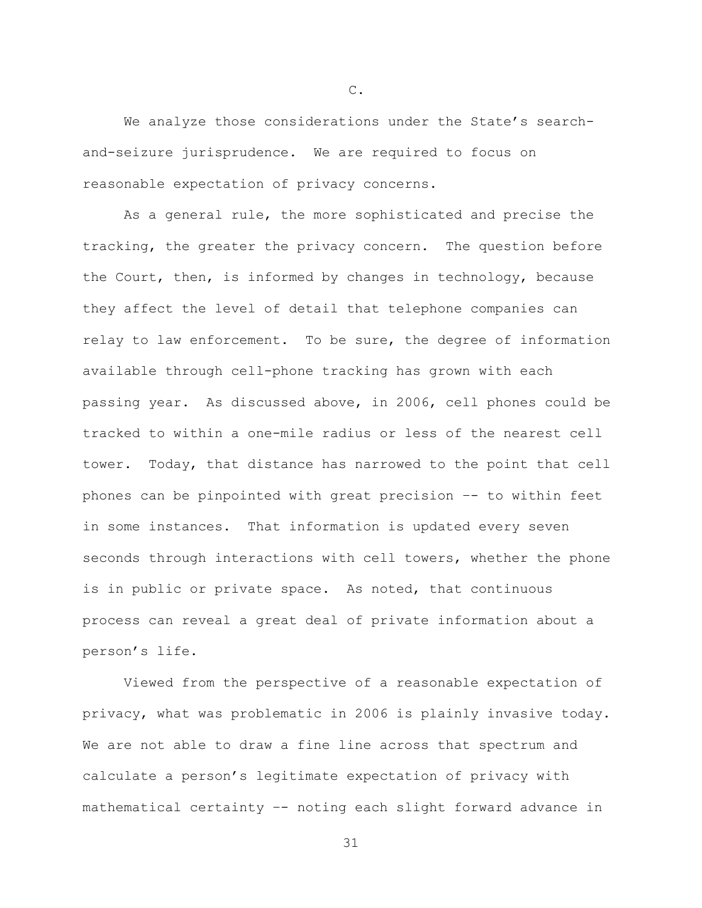C.

We analyze those considerations under the State's search-and-seizure jurisprudence. We are required to focus on reasonable expectation of privacy concerns.

As a general rule, the more sophisticated and precise the tracking, the greater the privacy concern. The question before the Court, then, is informed by changes in technology, because they affect the level of detail that telephone companies can relay to law enforcement. To be sure, the degree of information available through cell-phone tracking has grown with each passing year. As discussed above, in 2006, cell phones could be tracked to within a one-mile radius or less of the nearest cell tower. Today, that distance has narrowed to the point that cell phones can be pinpointed with great precision -- to within feet in some instances. That information is updated every seven seconds through interactions with cell towers, whether the phone is in public or private space. As noted, that continuous process can reveal a great deal of private information about a person's life.

Viewed from the perspective of a reasonable expectation of privacy, what was problematic in 2006 is plainly invasive today. We are not able to draw a fine line across that spectrum and calculate a person's legitimate expectation of privacy with mathematical certainty -- noting each slight forward advance in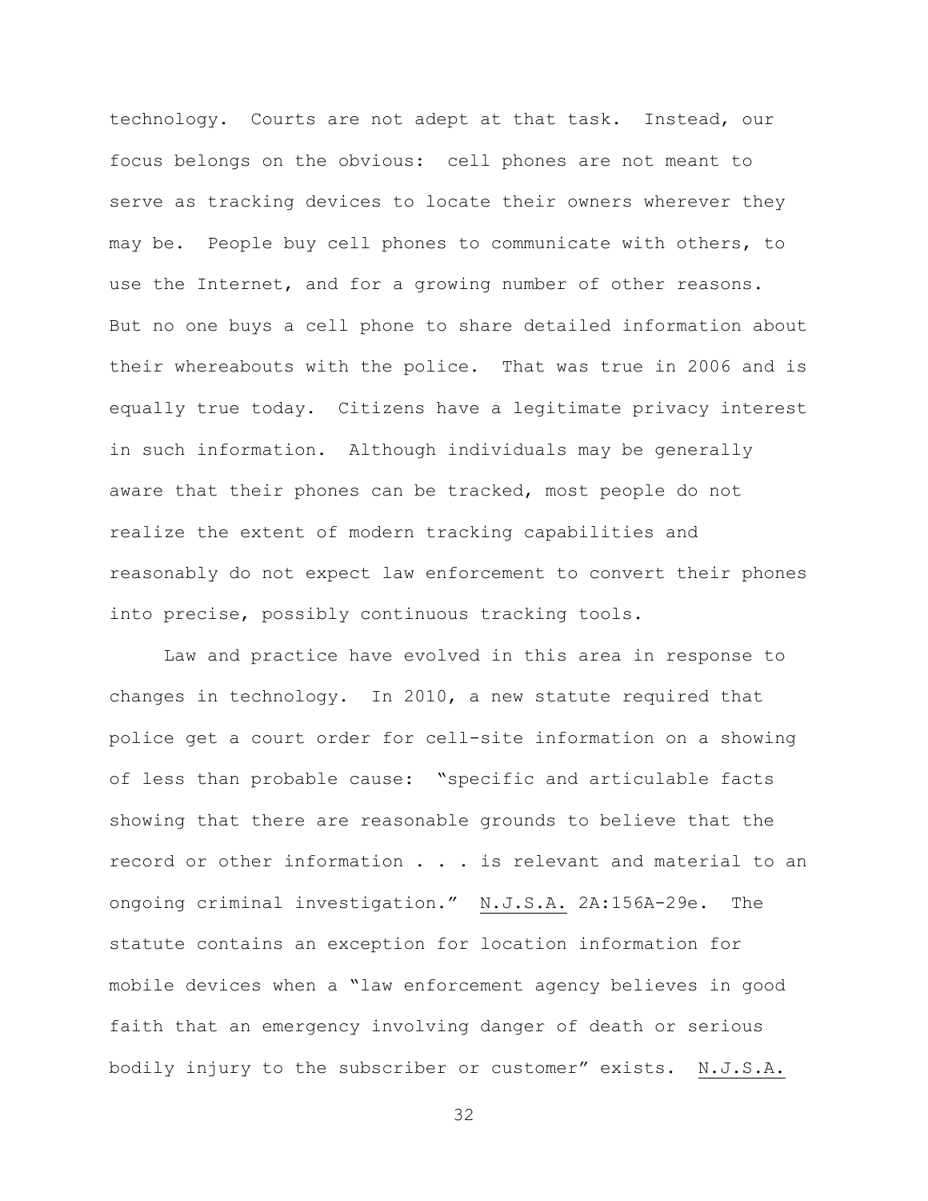technology. Courts are not adept at that task. Instead, our focus belongs on the obvious: cell phones are not meant to serve as tracking devices to locate their owners wherever they may be. People buy cell phones to communicate with others, to use the Internet, and for a growing number of other reasons. But no one buys a cell phone to share detailed information about their whereabouts with the police. That was true in 2006 and is equally true today. Citizens have a legitimate privacy interest in such information. Although individuals may be generally aware that their phones can be tracked, most people do not realize the extent of modern tracking capabilities and reasonably do not expect law enforcement to convert their phones into precise, possibly continuous tracking tools.

Law and practice have evolved in this area in response to changes in technology. In 2010, a new statute required that police get a court order for cell-site information on a showing of less than probable cause: "specific and articulable facts showing that there are reasonable grounds to believe that the record or other information . . . is relevant and material to an ongoing criminal investigation." N.J.S.A. 2A:156A-29e. The statute contains an exception for location information for mobile devices when a "law enforcement agency believes in good faith that an emergency involving danger of death or serious bodily injury to the subscriber or customer" exists. N.J.S.A.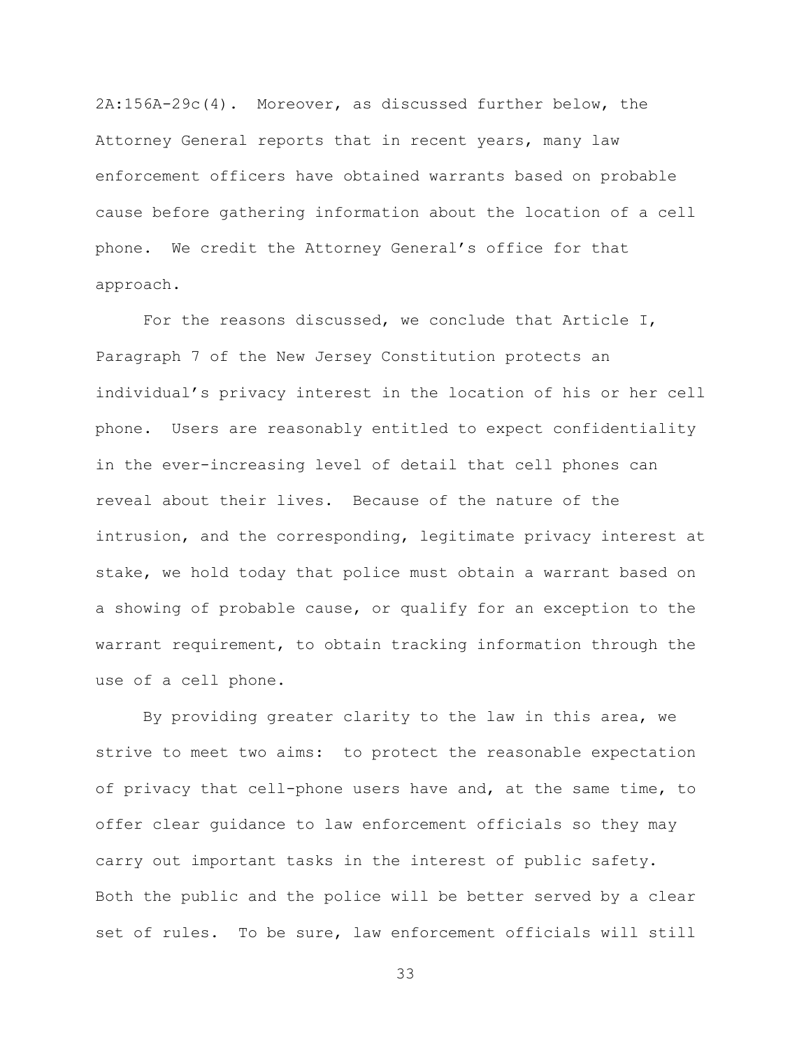2A:156A-29c(4). Moreover, as discussed further below, the Attorney General reports that in recent years, many law enforcement officers have obtained warrants based on probable cause before gathering information about the location of a cell phone. We credit the Attorney General's office for that approach.

For the reasons discussed, we conclude that Article I, Paragraph 7 of the New Jersey Constitution protects an individual's privacy interest in the location of his or her cell phone. Users are reasonably entitled to expect confidentiality in the ever-increasing level of detail that cell phones can reveal about their lives. Because of the nature of the intrusion, and the corresponding, legitimate privacy interest at stake, we hold today that police must obtain a warrant based on a showing of probable cause, or qualify for an exception to the warrant requirement, to obtain tracking information through the use of a cell phone.

By providing greater clarity to the law in this area, we strive to meet two aims: to protect the reasonable expectation of privacy that cell-phone users have and, at the same time, to offer clear guidance to law enforcement officials so they may carry out important tasks in the interest of public safety. Both the public and the police will be better served by a clear set of rules. To be sure, law enforcement officials will still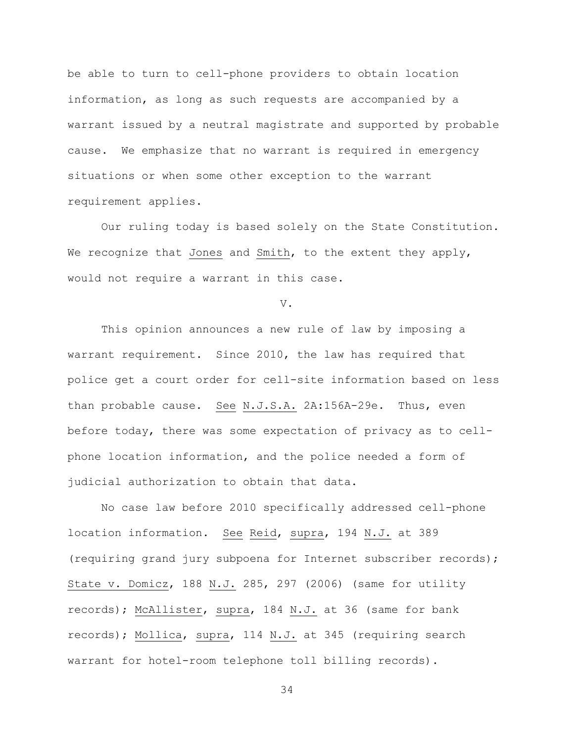be able to turn to cell-phone providers to obtain location information, as long as such requests are accompanied by a warrant issued by a neutral magistrate and supported by probable cause. We emphasize that no warrant is required in emergency situations or when some other exception to the warrant requirement applies.

Our ruling today is based solely on the State Constitution. We recognize that Jones and Smith, to the extent they apply, would not require a warrant in this case.

V.

This opinion announces a new rule of law by imposing a warrant requirement. Since 2010, the law has required that police get a court order for cell-site information based on less than probable cause. See N.J.S.A. 2A:156A-29e. Thus, even before today, there was some expectation of privacy as to cell-phone location information, and the police needed a form of judicial authorization to obtain that data.

No case law before 2010 specifically addressed cell-phone location information. See Reid, supra, 194 N.J. at 389 (requiring grand jury subpoena for Internet subscriber records); State v. Domicz, 188 N.J. 285, 297 (2006) (same for utility records); McAllister, supra, 184 N.J. at 36 (same for bank records); Mollica, supra, 114 N.J. at 345 (requiring search warrant for hotel-room telephone toll billing records).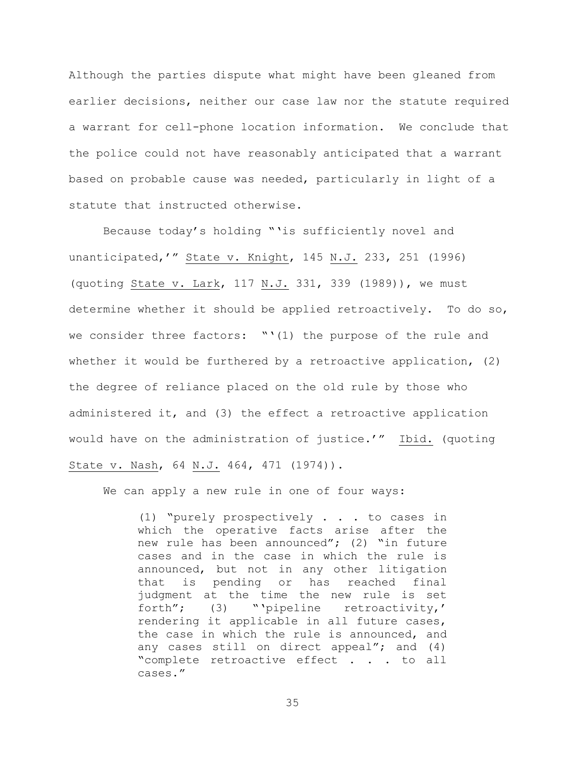Although the parties dispute what might have been gleaned from earlier decisions, neither our case law nor the statute required a warrant for cell-phone location information. We conclude that the police could not have reasonably anticipated that a warrant based on probable cause was needed, particularly in light of a statute that instructed otherwise.

Because today's holding "'is sufficiently novel and unanticipated,'" State v. Knight, 145 N.J. 233, 251 (1996) (quoting State v. Lark, 117 N.J. 331, 339 (1989)), we must determine whether it should be applied retroactively. To do so, we consider three factors: "'(1) the purpose of the rule and whether it would be furthered by a retroactive application, (2) the degree of reliance placed on the old rule by those who administered it, and (3) the effect a retroactive application would have on the administration of justice.'" Ibid. (quoting State v. Nash, 64 N.J. 464, 471 (1974)).

We can apply a new rule in one of four ways:

> (1) "purely prospectively . . . to cases in which the operative facts arise after the new rule has been announced"; (2) "in future cases and in the case in which the rule is announced, but not in any other litigation that is pending or has reached final judgment at the time the new rule is set forth"; (3) "'pipeline retroactivity,' rendering it applicable in all future cases, the case in which the rule is announced, and any cases still on direct appeal"; and (4) "complete retroactive effect . . . to all cases."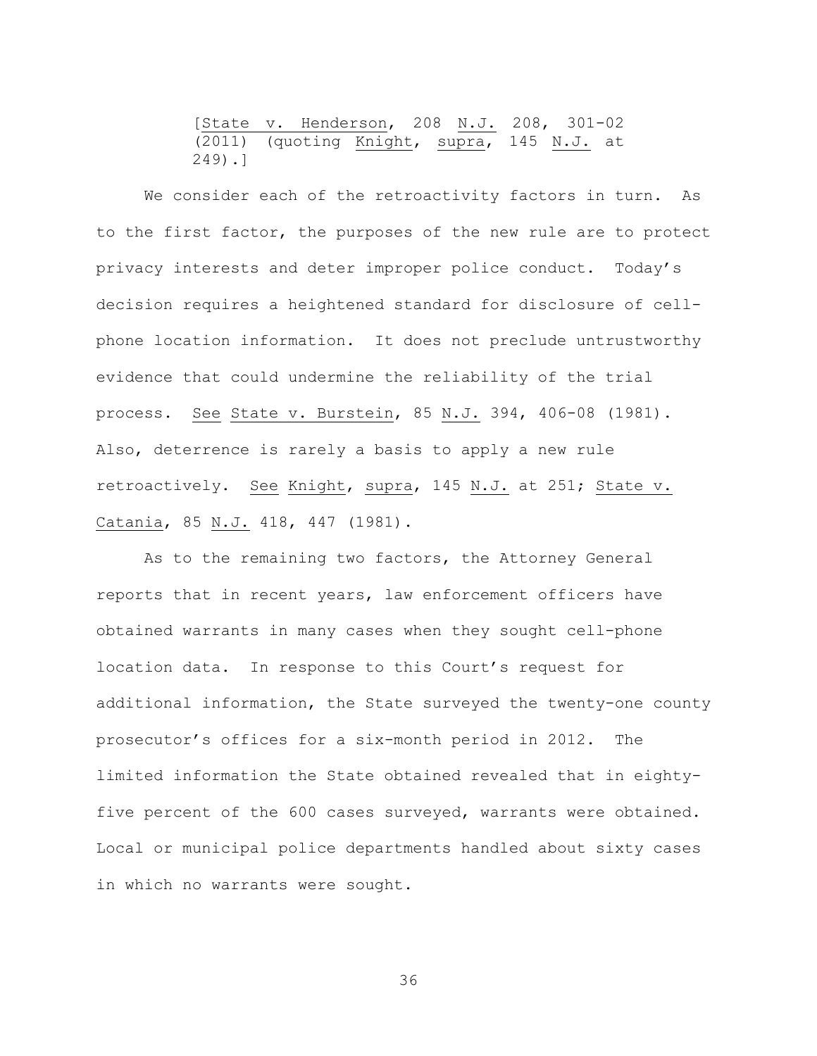[State v. Henderson, 208 N.J. 208, 301-02 (2011) (quoting Knight, supra, 145 N.J. at 249).]

We consider each of the retroactivity factors in turn. As to the first factor, the purposes of the new rule are to protect privacy interests and deter improper police conduct. Today's decision requires a heightened standard for disclosure of cell-phone location information. It does not preclude untrustworthy evidence that could undermine the reliability of the trial process. See State v. Burstein, 85 N.J. 394, 406-08 (1981). Also, deterrence is rarely a basis to apply a new rule retroactively. See Knight, supra, 145 N.J. at 251; State v. Catania, 85 N.J. 418, 447 (1981).

As to the remaining two factors, the Attorney General reports that in recent years, law enforcement officers have obtained warrants in many cases when they sought cell-phone location data. In response to this Court's request for additional information, the State surveyed the twenty-one county prosecutor's offices for a six-month period in 2012. The limited information the State obtained revealed that in eighty-five percent of the 600 cases surveyed, warrants were obtained. Local or municipal police departments handled about sixty cases in which no warrants were sought.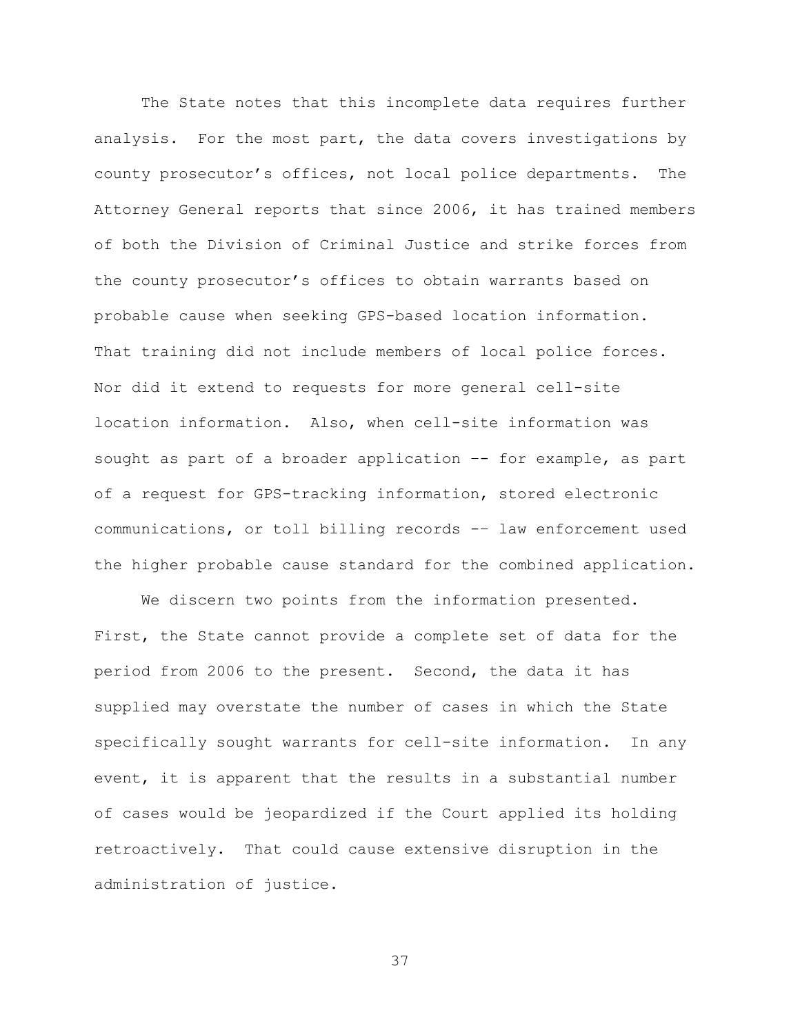The State notes that this incomplete data requires further analysis. For the most part, the data covers investigations by county prosecutor's offices, not local police departments. The Attorney General reports that since 2006, it has trained members of both the Division of Criminal Justice and strike forces from the county prosecutor's offices to obtain warrants based on probable cause when seeking GPS-based location information. That training did not include members of local police forces. Nor did it extend to requests for more general cell-site location information. Also, when cell-site information was sought as part of a broader application -- for example, as part of a request for GPS-tracking information, stored electronic communications, or toll billing records -- law enforcement used the higher probable cause standard for the combined application.

We discern two points from the information presented. First, the State cannot provide a complete set of data for the period from 2006 to the present. Second, the data it has supplied may overstate the number of cases in which the State specifically sought warrants for cell-site information. In any event, it is apparent that the results in a substantial number of cases would be jeopardized if the Court applied its holding retroactively. That could cause extensive disruption in the administration of justice.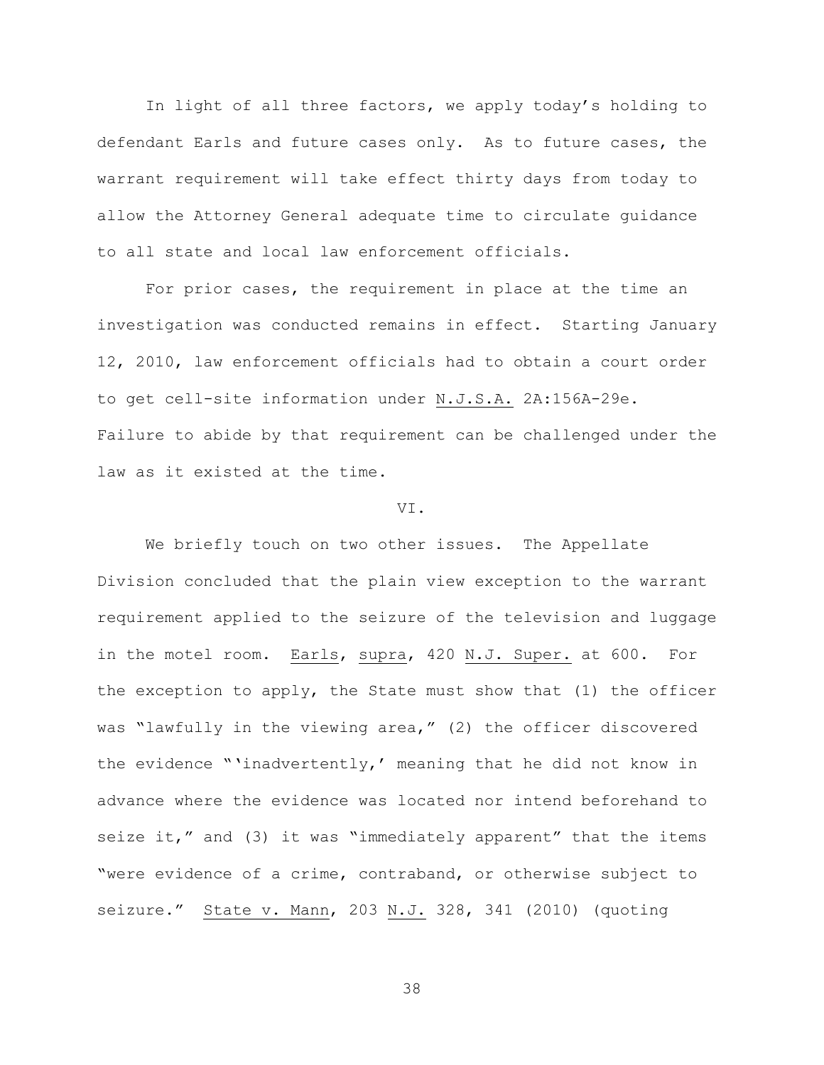In light of all three factors, we apply today's holding to defendant Earls and future cases only. As to future cases, the warrant requirement will take effect thirty days from today to allow the Attorney General adequate time to circulate guidance to all state and local law enforcement officials.

For prior cases, the requirement in place at the time an investigation was conducted remains in effect. Starting January 12, 2010, law enforcement officials had to obtain a court order to get cell-site information under N.J.S.A. 2A:156A-29e. Failure to abide by that requirement can be challenged under the law as it existed at the time.

## VI.

We briefly touch on two other issues. The Appellate Division concluded that the plain view exception to the warrant requirement applied to the seizure of the television and luggage in the motel room. Earls, supra, 420 N.J. Super. at 600. For the exception to apply, the State must show that (1) the officer was "lawfully in the viewing area," (2) the officer discovered the evidence "'inadvertently,' meaning that he did not know in advance where the evidence was located nor intend beforehand to seize it," and (3) it was "immediately apparent" that the items "were evidence of a crime, contraband, or otherwise subject to seizure." State v. Mann, 203 N.J. 328, 341 (2010) (quoting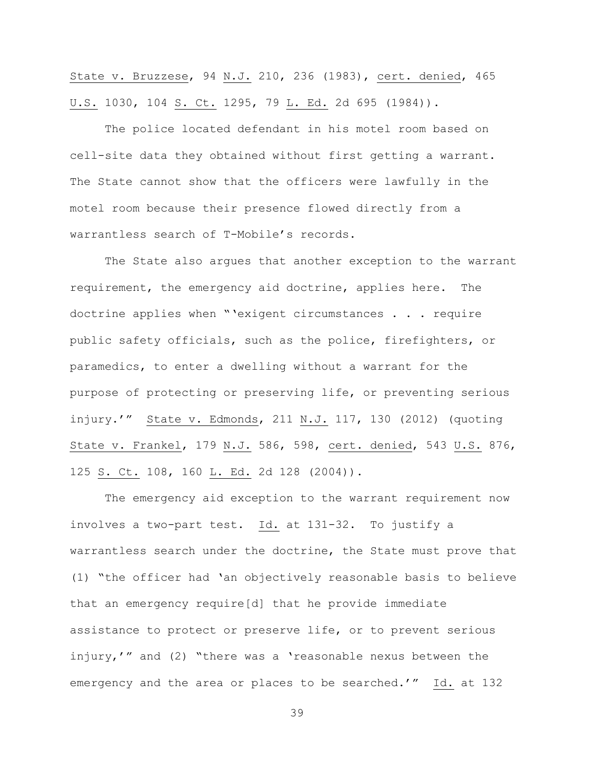State v. Bruzzese, 94 N.J. 210, 236 (1983), cert. denied, 465 U.S. 1030, 104 S. Ct. 1295, 79 L. Ed. 2d 695 (1984)).

The police located defendant in his motel room based on cell-site data they obtained without first getting a warrant. The State cannot show that the officers were lawfully in the motel room because their presence flowed directly from a warrantless search of T-Mobile's records.

The State also argues that another exception to the warrant requirement, the emergency aid doctrine, applies here. The doctrine applies when "'exigent circumstances . . . require public safety officials, such as the police, firefighters, or paramedics, to enter a dwelling without a warrant for the purpose of protecting or preserving life, or preventing serious injury.'" State v. Edmonds, 211 N.J. 117, 130 (2012) (quoting State v. Frankel, 179 N.J. 586, 598, cert. denied, 543 U.S. 876, 125 S. Ct. 108, 160 L. Ed. 2d 128 (2004)).

The emergency aid exception to the warrant requirement now involves a two-part test. Id. at 131-32. To justify a warrantless search under the doctrine, the State must prove that (1) "the officer had 'an objectively reasonable basis to believe that an emergency require[d] that he provide immediate assistance to protect or preserve life, or to prevent serious injury,'" and (2) "there was a 'reasonable nexus between the emergency and the area or places to be searched.'" Id. at 132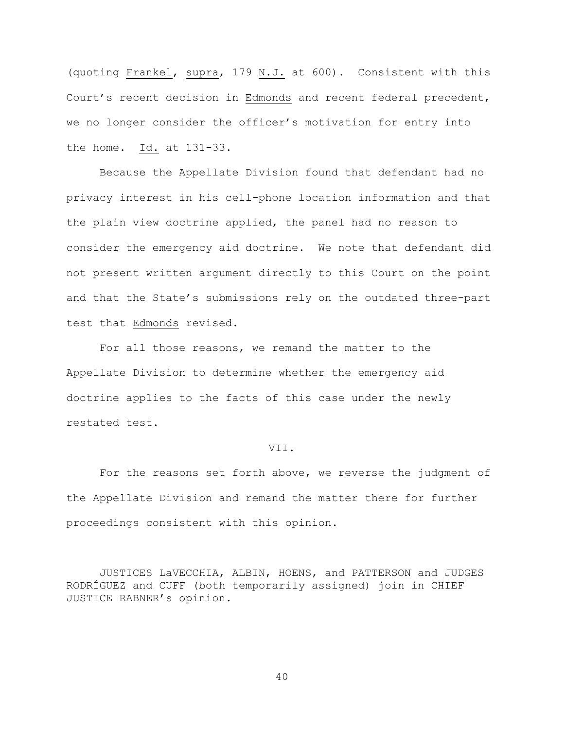(quoting Frankel, supra, 179 N.J. at 600). Consistent with this Court's recent decision in Edmonds and recent federal precedent, we no longer consider the officer's motivation for entry into the home. Id. at 131-33.

Because the Appellate Division found that defendant had no privacy interest in his cell-phone location information and that the plain view doctrine applied, the panel had no reason to consider the emergency aid doctrine. We note that defendant did not present written argument directly to this Court on the point and that the State's submissions rely on the outdated three-part test that Edmonds revised.

For all those reasons, we remand the matter to the Appellate Division to determine whether the emergency aid doctrine applies to the facts of this case under the newly restated test.

## VII.

For the reasons set forth above, we reverse the judgment of the Appellate Division and remand the matter there for further proceedings consistent with this opinion.

JUSTICES LaVECCHIA, ALBIN, HOENS, and PATTERSON and JUDGES RODRÍGUEZ and CUFF (both temporarily assigned) join in CHIEF JUSTICE RABNER's opinion.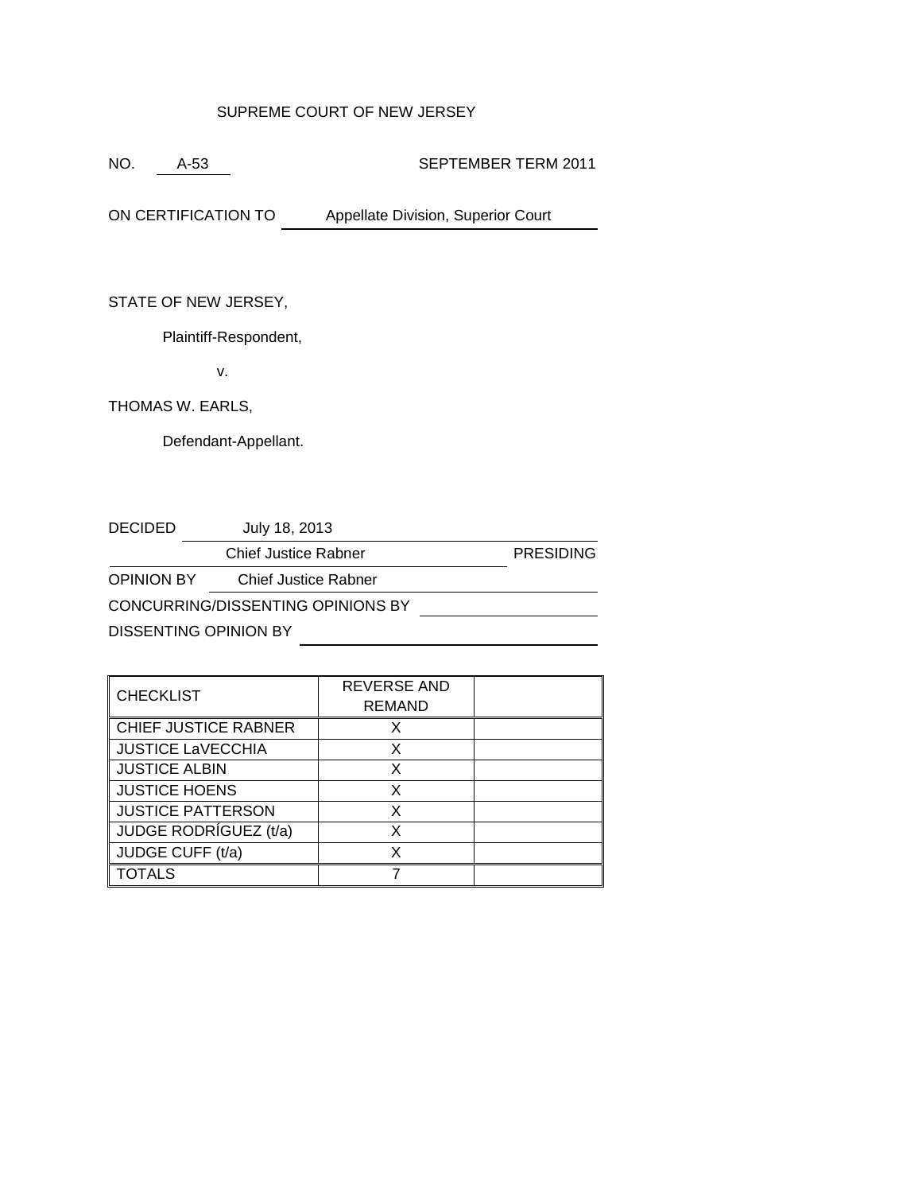SUPREME COURT OF NEW JERSEY

NO. A-53 SEPTEMBER TERM 2011

ON CERTIFICATION TO Appellate Division, Superior Court

STATE OF NEW JERSEY,

Plaintiff-Respondent,

v.

THOMAS W. EARLS,

Defendant-Appellant.

DECIDED July 18, 2013

Chief Justice Rabner PRESIDING

OPINION BY Chief Justice Rabner

CONCURRING/DISSENTING OPINIONS BY

DISSENTING OPINION BY

| CHECKLIST | REVERSE AND REMAND | |
|---|---|---|
| CHIEF JUSTICE RABNER | X | |
| JUSTICE LaVECCHIA | X | |
| JUSTICE ALBIN | X | |
| JUSTICE HOENS | X | |
| JUSTICE PATTERSON | X | |
| JUDGE RODRÍGUEZ (t/a) | X | |
| JUDGE CUFF (t/a) | X | |
| TOTALS | 7 | |